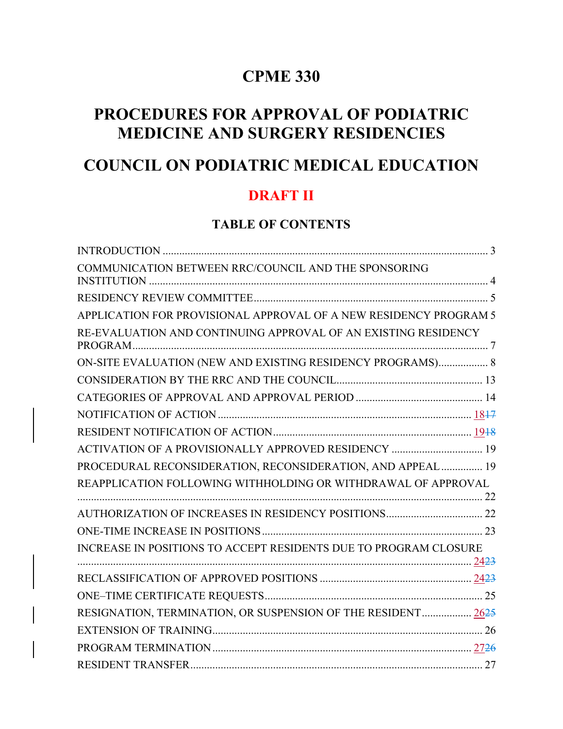# CPME 330

# PROCEDURES FOR APPROVAL OF PODIATRIC MEDICINE AND SURGERY RESIDENCIES

# COUNCIL ON PODIATRIC MEDICAL EDUCATION

## DRAFT II

### TABLE OF CONTENTS

| Section | Page |
|---|---|
| INTRODUCTION | 3 |
| COMMUNICATION BETWEEN RRC/COUNCIL AND THE SPONSORING INSTITUTION | 4 |
| RESIDENCY REVIEW COMMITTEE | 5 |
| APPLICATION FOR PROVISIONAL APPROVAL OF A NEW RESIDENCY PROGRAM | 5 |
| RE-EVALUATION AND CONTINUING APPROVAL OF AN EXISTING RESIDENCY PROGRAM | 7 |
| ON-SITE EVALUATION (NEW AND EXISTING RESIDENCY PROGRAMS) | 8 |
| CONSIDERATION BY THE RRC AND THE COUNCIL | 13 |
| CATEGORIES OF APPROVAL AND APPROVAL PERIOD | 14 |
| NOTIFICATION OF ACTION | 18 ~~17~~ |
| RESIDENT NOTIFICATION OF ACTION | 19 ~~18~~ |
| ACTIVATION OF A PROVISIONALLY APPROVED RESIDENCY | 19 |
| PROCEDURAL RECONSIDERATION, RECONSIDERATION, AND APPEAL | 19 |
| REAPPLICATION FOLLOWING WITHHOLDING OR WITHDRAWAL OF APPROVAL | 22 |
| AUTHORIZATION OF INCREASES IN RESIDENCY POSITIONS | 22 |
| ONE-TIME INCREASE IN POSITIONS | 23 |
| INCREASE IN POSITIONS TO ACCEPT RESIDENTS DUE TO PROGRAM CLOSURE | 24 ~~23~~ |
| RECLASSIFICATION OF APPROVED POSITIONS | 24 ~~23~~ |
| ONE–TIME CERTIFICATE REQUESTS | 25 |
| RESIGNATION, TERMINATION, OR SUSPENSION OF THE RESIDENT | 26 ~~25~~ |
| EXTENSION OF TRAINING | 26 |
| PROGRAM TERMINATION | 27 ~~26~~ |
| RESIDENT TRANSFER | 27 |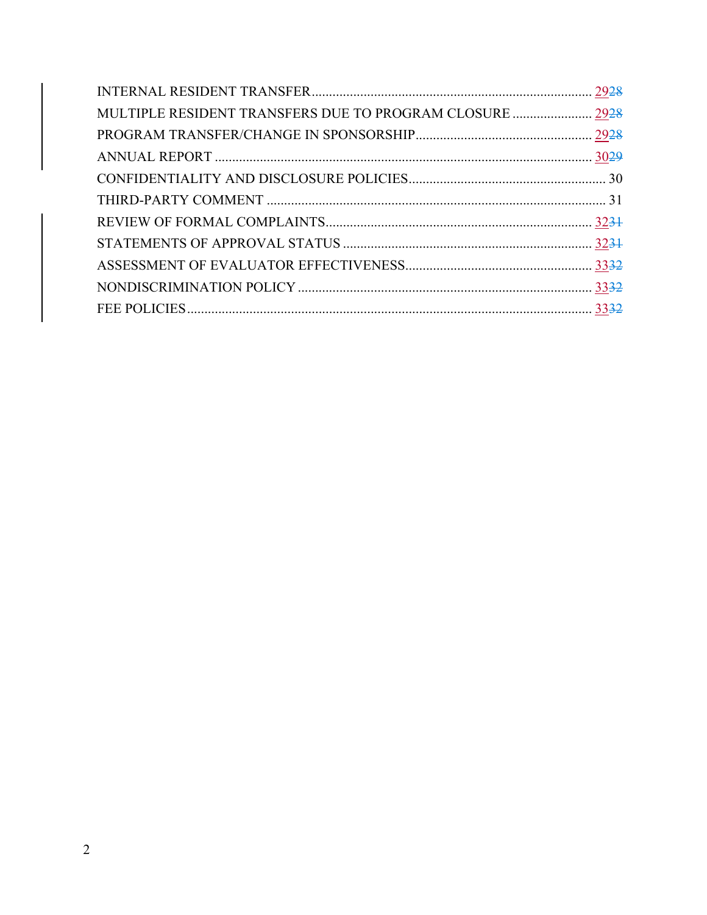INTERNAL RESIDENT TRANSFER .......... 2928

MULTIPLE RESIDENT TRANSFERS DUE TO PROGRAM CLOSURE .......... 2928

PROGRAM TRANSFER/CHANGE IN SPONSORSHIP .......... 2928

ANNUAL REPORT .......... 3029

CONFIDENTIALITY AND DISCLOSURE POLICIES .......... 30

THIRD-PARTY COMMENT .......... 31

REVIEW OF FORMAL COMPLAINTS .......... 3231

STATEMENTS OF APPROVAL STATUS .......... 3231

ASSESSMENT OF EVALUATOR EFFECTIVENESS .......... 3332

NONDISCRIMINATION POLICY .......... 3332

FEE POLICIES .......... 3332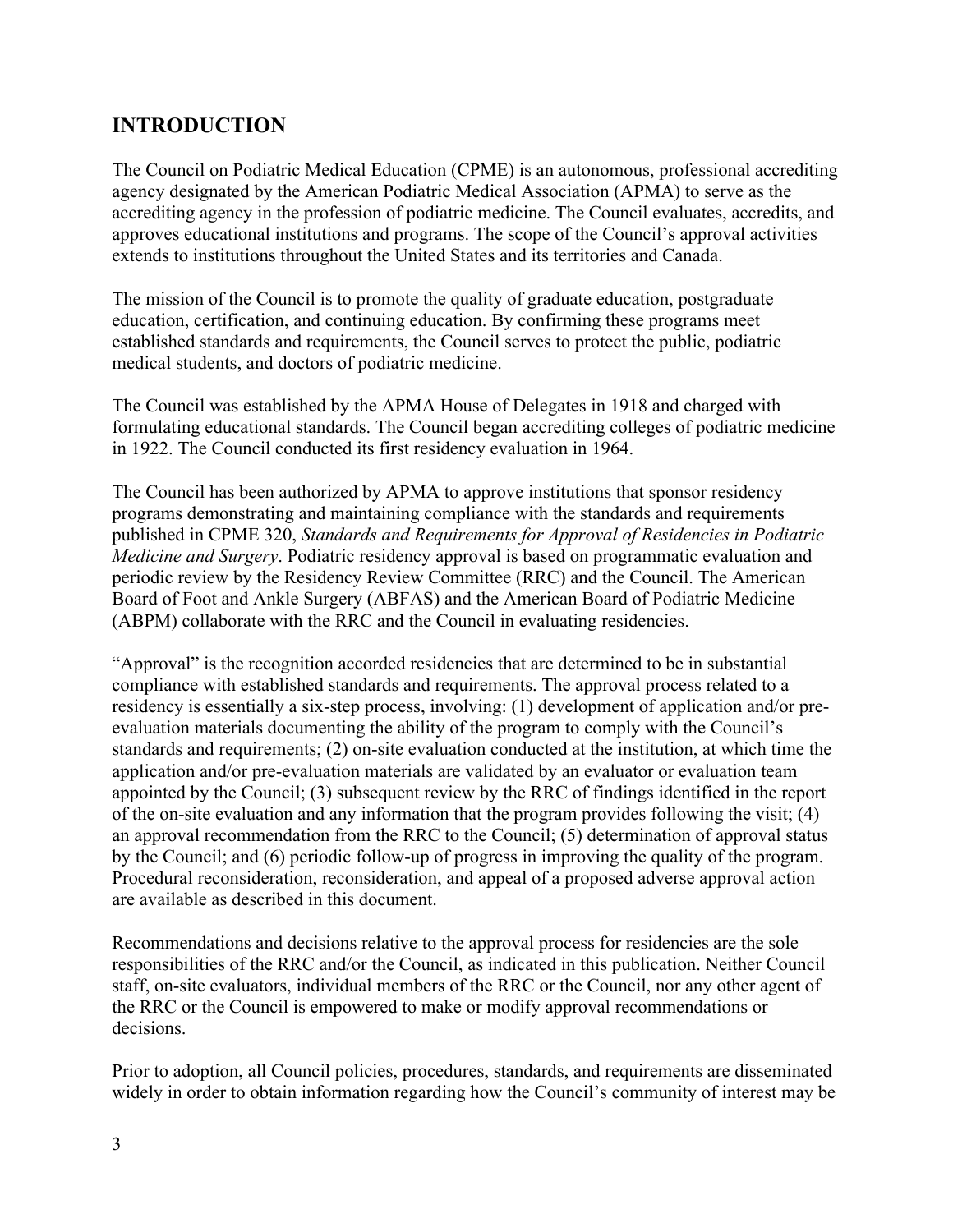## INTRODUCTION

The Council on Podiatric Medical Education (CPME) is an autonomous, professional accrediting agency designated by the American Podiatric Medical Association (APMA) to serve as the accrediting agency in the profession of podiatric medicine. The Council evaluates, accredits, and approves educational institutions and programs. The scope of the Council's approval activities extends to institutions throughout the United States and its territories and Canada.

The mission of the Council is to promote the quality of graduate education, postgraduate education, certification, and continuing education. By confirming these programs meet established standards and requirements, the Council serves to protect the public, podiatric medical students, and doctors of podiatric medicine.

The Council was established by the APMA House of Delegates in 1918 and charged with formulating educational standards. The Council began accrediting colleges of podiatric medicine in 1922. The Council conducted its first residency evaluation in 1964.

The Council has been authorized by APMA to approve institutions that sponsor residency programs demonstrating and maintaining compliance with the standards and requirements published in CPME 320, *Standards and Requirements for Approval of Residencies in Podiatric Medicine and Surgery*. Podiatric residency approval is based on programmatic evaluation and periodic review by the Residency Review Committee (RRC) and the Council. The American Board of Foot and Ankle Surgery (ABFAS) and the American Board of Podiatric Medicine (ABPM) collaborate with the RRC and the Council in evaluating residencies.

"Approval" is the recognition accorded residencies that are determined to be in substantial compliance with established standards and requirements. The approval process related to a residency is essentially a six-step process, involving: (1) development of application and/or pre-evaluation materials documenting the ability of the program to comply with the Council's standards and requirements; (2) on-site evaluation conducted at the institution, at which time the application and/or pre-evaluation materials are validated by an evaluator or evaluation team appointed by the Council; (3) subsequent review by the RRC of findings identified in the report of the on-site evaluation and any information that the program provides following the visit; (4) an approval recommendation from the RRC to the Council; (5) determination of approval status by the Council; and (6) periodic follow-up of progress in improving the quality of the program. Procedural reconsideration, reconsideration, and appeal of a proposed adverse approval action are available as described in this document.

Recommendations and decisions relative to the approval process for residencies are the sole responsibilities of the RRC and/or the Council, as indicated in this publication. Neither Council staff, on-site evaluators, individual members of the RRC or the Council, nor any other agent of the RRC or the Council is empowered to make or modify approval recommendations or decisions.

Prior to adoption, all Council policies, procedures, standards, and requirements are disseminated widely in order to obtain information regarding how the Council's community of interest may be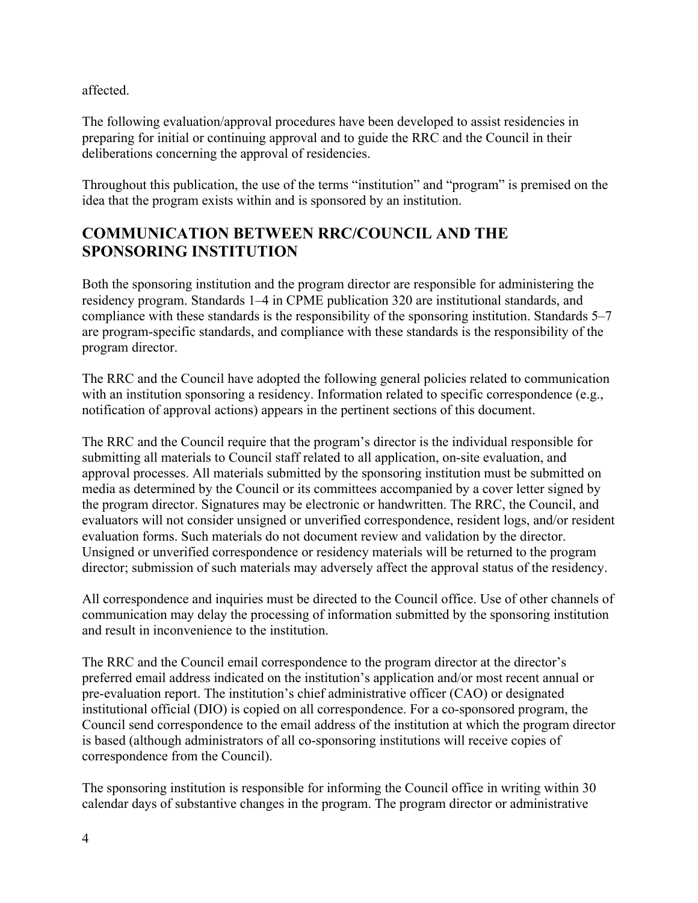affected.

The following evaluation/approval procedures have been developed to assist residencies in preparing for initial or continuing approval and to guide the RRC and the Council in their deliberations concerning the approval of residencies.

Throughout this publication, the use of the terms “institution” and “program” is premised on the idea that the program exists within and is sponsored by an institution.

## COMMUNICATION BETWEEN RRC/COUNCIL AND THE SPONSORING INSTITUTION

Both the sponsoring institution and the program director are responsible for administering the residency program. Standards 1–4 in CPME publication 320 are institutional standards, and compliance with these standards is the responsibility of the sponsoring institution. Standards 5–7 are program-specific standards, and compliance with these standards is the responsibility of the program director.

The RRC and the Council have adopted the following general policies related to communication with an institution sponsoring a residency. Information related to specific correspondence (e.g., notification of approval actions) appears in the pertinent sections of this document.

The RRC and the Council require that the program’s director is the individual responsible for submitting all materials to Council staff related to all application, on-site evaluation, and approval processes. All materials submitted by the sponsoring institution must be submitted on media as determined by the Council or its committees accompanied by a cover letter signed by the program director. Signatures may be electronic or handwritten. The RRC, the Council, and evaluators will not consider unsigned or unverified correspondence, resident logs, and/or resident evaluation forms. Such materials do not document review and validation by the director. Unsigned or unverified correspondence or residency materials will be returned to the program director; submission of such materials may adversely affect the approval status of the residency.

All correspondence and inquiries must be directed to the Council office. Use of other channels of communication may delay the processing of information submitted by the sponsoring institution and result in inconvenience to the institution.

The RRC and the Council email correspondence to the program director at the director’s preferred email address indicated on the institution’s application and/or most recent annual or pre-evaluation report. The institution’s chief administrative officer (CAO) or designated institutional official (DIO) is copied on all correspondence. For a co-sponsored program, the Council send correspondence to the email address of the institution at which the program director is based (although administrators of all co-sponsoring institutions will receive copies of correspondence from the Council).

The sponsoring institution is responsible for informing the Council office in writing within 30 calendar days of substantive changes in the program. The program director or administrative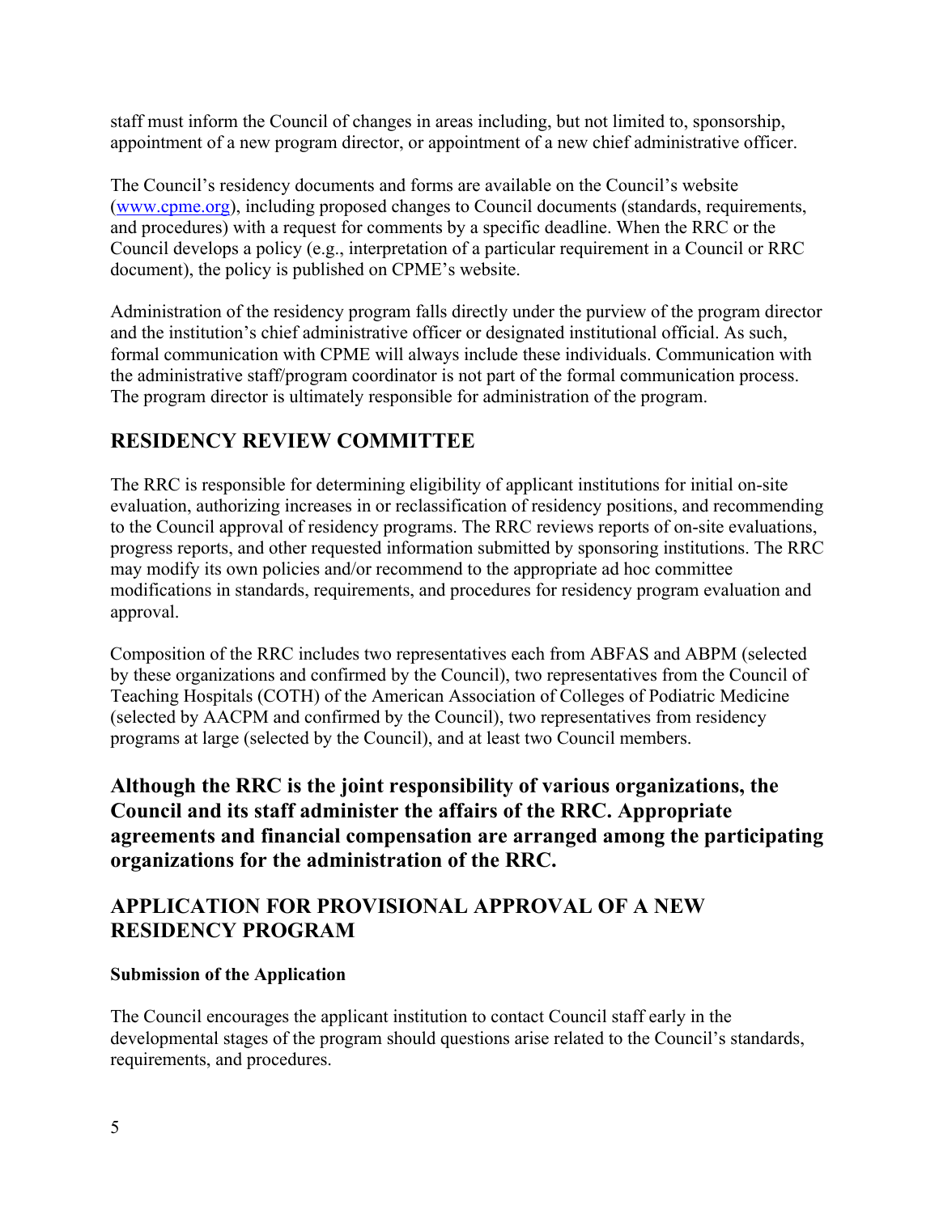staff must inform the Council of changes in areas including, but not limited to, sponsorship, appointment of a new program director, or appointment of a new chief administrative officer.

The Council's residency documents and forms are available on the Council's website ([www.cpme.org](www.cpme.org)), including proposed changes to Council documents (standards, requirements, and procedures) with a request for comments by a specific deadline. When the RRC or the Council develops a policy (e.g., interpretation of a particular requirement in a Council or RRC document), the policy is published on CPME's website.

Administration of the residency program falls directly under the purview of the program director and the institution's chief administrative officer or designated institutional official. As such, formal communication with CPME will always include these individuals. Communication with the administrative staff/program coordinator is not part of the formal communication process. The program director is ultimately responsible for administration of the program.

## RESIDENCY REVIEW COMMITTEE

The RRC is responsible for determining eligibility of applicant institutions for initial on-site evaluation, authorizing increases in or reclassification of residency positions, and recommending to the Council approval of residency programs. The RRC reviews reports of on-site evaluations, progress reports, and other requested information submitted by sponsoring institutions. The RRC may modify its own policies and/or recommend to the appropriate ad hoc committee modifications in standards, requirements, and procedures for residency program evaluation and approval.

Composition of the RRC includes two representatives each from ABFAS and ABPM (selected by these organizations and confirmed by the Council), two representatives from the Council of Teaching Hospitals (COTH) of the American Association of Colleges of Podiatric Medicine (selected by AACPM and confirmed by the Council), two representatives from residency programs at large (selected by the Council), and at least two Council members.

**Although the RRC is the joint responsibility of various organizations, the Council and its staff administer the affairs of the RRC. Appropriate agreements and financial compensation are arranged among the participating organizations for the administration of the RRC.**

## APPLICATION FOR PROVISIONAL APPROVAL OF A NEW RESIDENCY PROGRAM

### Submission of the Application

The Council encourages the applicant institution to contact Council staff early in the developmental stages of the program should questions arise related to the Council's standards, requirements, and procedures.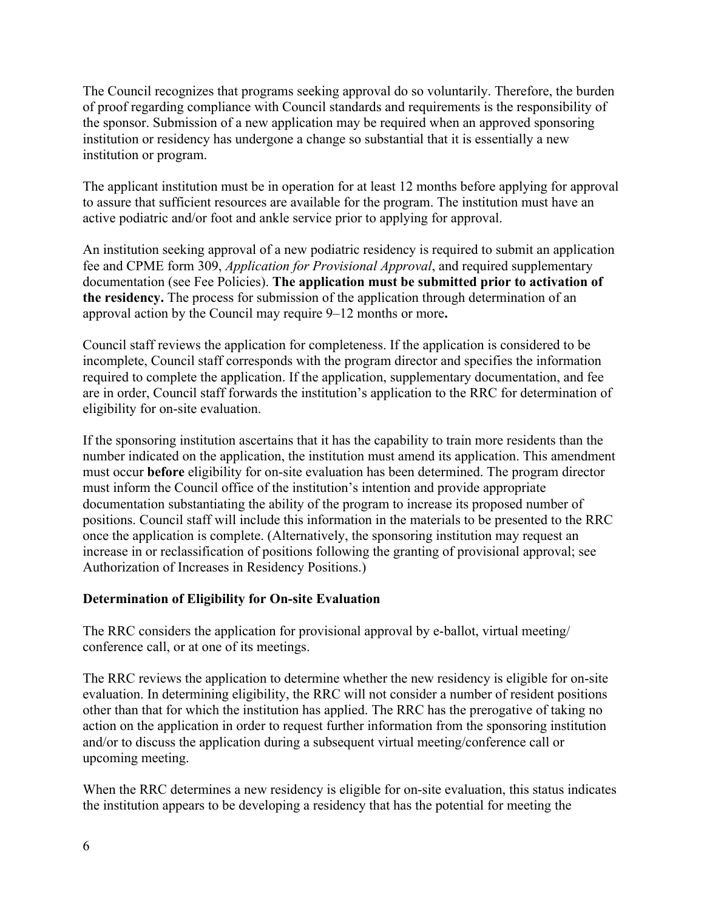The Council recognizes that programs seeking approval do so voluntarily. Therefore, the burden of proof regarding compliance with Council standards and requirements is the responsibility of the sponsor. Submission of a new application may be required when an approved sponsoring institution or residency has undergone a change so substantial that it is essentially a new institution or program.

The applicant institution must be in operation for at least 12 months before applying for approval to assure that sufficient resources are available for the program. The institution must have an active podiatric and/or foot and ankle service prior to applying for approval.

An institution seeking approval of a new podiatric residency is required to submit an application fee and CPME form 309, *Application for Provisional Approval*, and required supplementary documentation (see Fee Policies). **The application must be submitted prior to activation of the residency.** The process for submission of the application through determination of an approval action by the Council may require 9–12 months or more**.**

Council staff reviews the application for completeness. If the application is considered to be incomplete, Council staff corresponds with the program director and specifies the information required to complete the application. If the application, supplementary documentation, and fee are in order, Council staff forwards the institution's application to the RRC for determination of eligibility for on-site evaluation.

If the sponsoring institution ascertains that it has the capability to train more residents than the number indicated on the application, the institution must amend its application. This amendment must occur **before** eligibility for on-site evaluation has been determined. The program director must inform the Council office of the institution's intention and provide appropriate documentation substantiating the ability of the program to increase its proposed number of positions. Council staff will include this information in the materials to be presented to the RRC once the application is complete. (Alternatively, the sponsoring institution may request an increase in or reclassification of positions following the granting of provisional approval; see Authorization of Increases in Residency Positions.)

**Determination of Eligibility for On-site Evaluation**

The RRC considers the application for provisional approval by e-ballot, virtual meeting/ conference call, or at one of its meetings.

The RRC reviews the application to determine whether the new residency is eligible for on-site evaluation. In determining eligibility, the RRC will not consider a number of resident positions other than that for which the institution has applied. The RRC has the prerogative of taking no action on the application in order to request further information from the sponsoring institution and/or to discuss the application during a subsequent virtual meeting/conference call or upcoming meeting.

When the RRC determines a new residency is eligible for on-site evaluation, this status indicates the institution appears to be developing a residency that has the potential for meeting the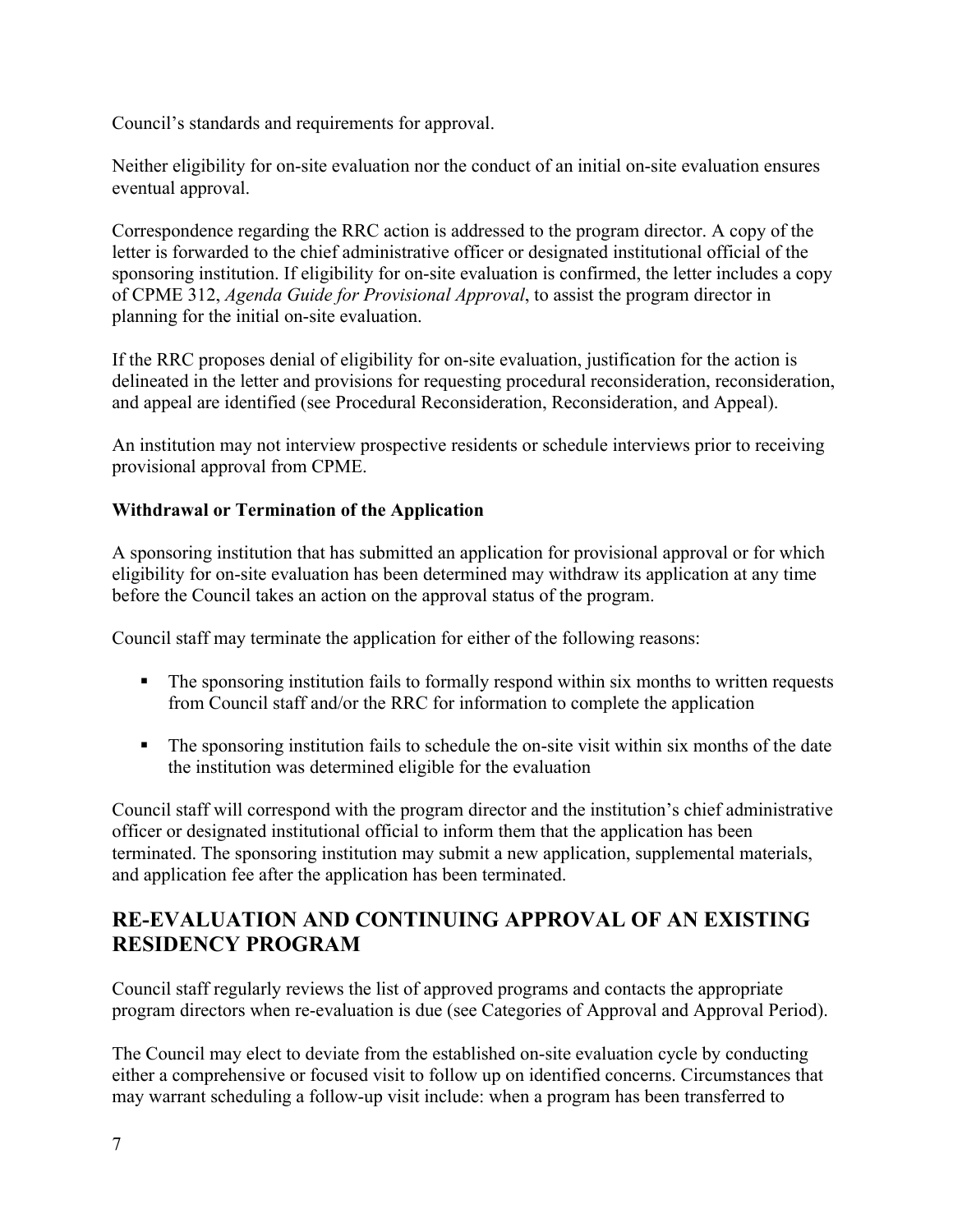Council's standards and requirements for approval.

Neither eligibility for on-site evaluation nor the conduct of an initial on-site evaluation ensures eventual approval.

Correspondence regarding the RRC action is addressed to the program director. A copy of the letter is forwarded to the chief administrative officer or designated institutional official of the sponsoring institution. If eligibility for on-site evaluation is confirmed, the letter includes a copy of CPME 312, *Agenda Guide for Provisional Approval*, to assist the program director in planning for the initial on-site evaluation.

If the RRC proposes denial of eligibility for on-site evaluation, justification for the action is delineated in the letter and provisions for requesting procedural reconsideration, reconsideration, and appeal are identified (see Procedural Reconsideration, Reconsideration, and Appeal).

An institution may not interview prospective residents or schedule interviews prior to receiving provisional approval from CPME.

**Withdrawal or Termination of the Application**

A sponsoring institution that has submitted an application for provisional approval or for which eligibility for on-site evaluation has been determined may withdraw its application at any time before the Council takes an action on the approval status of the program.

Council staff may terminate the application for either of the following reasons:

- The sponsoring institution fails to formally respond within six months to written requests from Council staff and/or the RRC for information to complete the application
- The sponsoring institution fails to schedule the on-site visit within six months of the date the institution was determined eligible for the evaluation

Council staff will correspond with the program director and the institution's chief administrative officer or designated institutional official to inform them that the application has been terminated. The sponsoring institution may submit a new application, supplemental materials, and application fee after the application has been terminated.

## RE-EVALUATION AND CONTINUING APPROVAL OF AN EXISTING RESIDENCY PROGRAM

Council staff regularly reviews the list of approved programs and contacts the appropriate program directors when re-evaluation is due (see Categories of Approval and Approval Period).

The Council may elect to deviate from the established on-site evaluation cycle by conducting either a comprehensive or focused visit to follow up on identified concerns. Circumstances that may warrant scheduling a follow-up visit include: when a program has been transferred to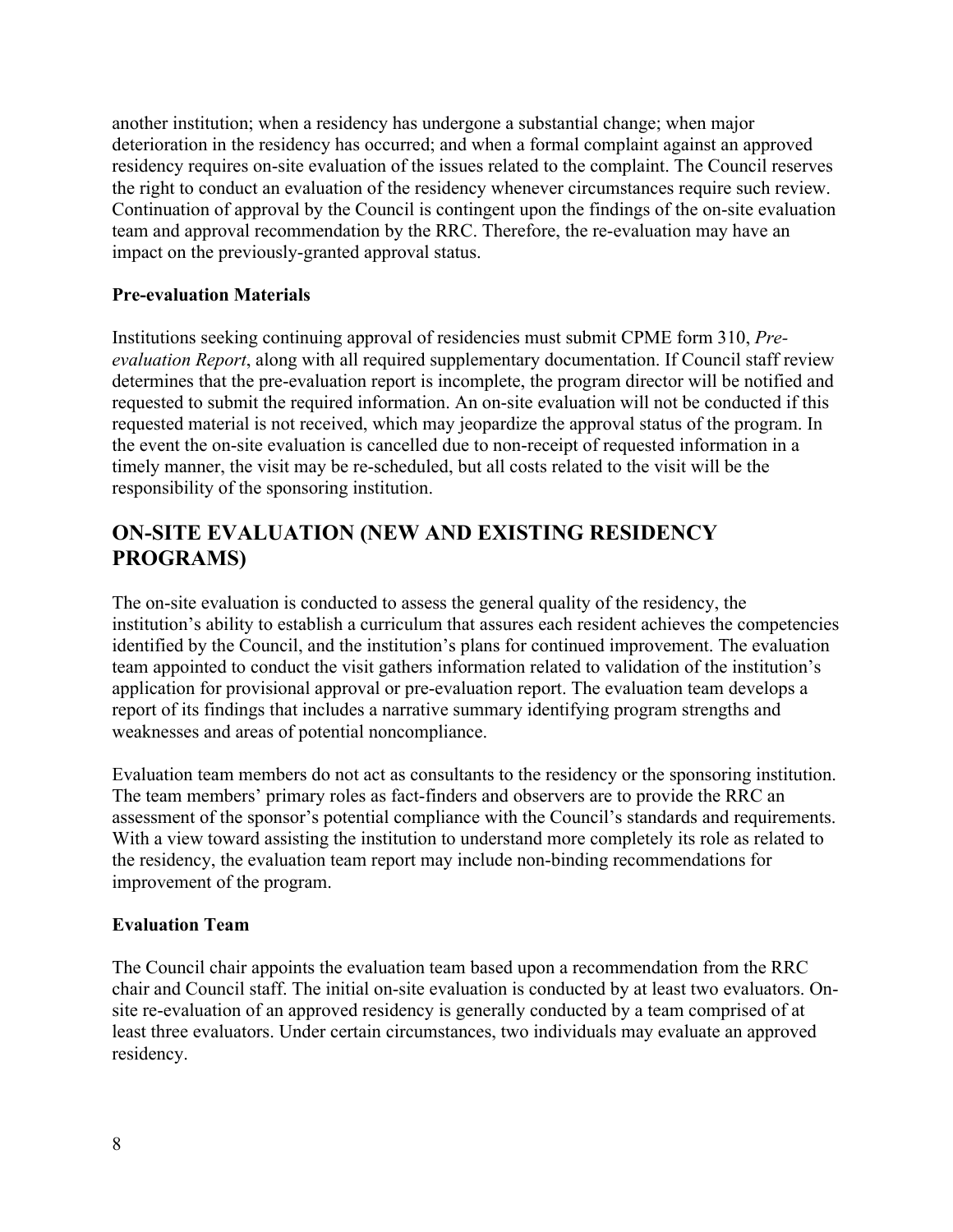another institution; when a residency has undergone a substantial change; when major deterioration in the residency has occurred; and when a formal complaint against an approved residency requires on-site evaluation of the issues related to the complaint. The Council reserves the right to conduct an evaluation of the residency whenever circumstances require such review. Continuation of approval by the Council is contingent upon the findings of the on-site evaluation team and approval recommendation by the RRC. Therefore, the re-evaluation may have an impact on the previously-granted approval status.

**Pre-evaluation Materials**

Institutions seeking continuing approval of residencies must submit CPME form 310, *Pre-evaluation Report*, along with all required supplementary documentation. If Council staff review determines that the pre-evaluation report is incomplete, the program director will be notified and requested to submit the required information. An on-site evaluation will not be conducted if this requested material is not received, which may jeopardize the approval status of the program. In the event the on-site evaluation is cancelled due to non-receipt of requested information in a timely manner, the visit may be re-scheduled, but all costs related to the visit will be the responsibility of the sponsoring institution.

## ON-SITE EVALUATION (NEW AND EXISTING RESIDENCY PROGRAMS)

The on-site evaluation is conducted to assess the general quality of the residency, the institution's ability to establish a curriculum that assures each resident achieves the competencies identified by the Council, and the institution's plans for continued improvement. The evaluation team appointed to conduct the visit gathers information related to validation of the institution's application for provisional approval or pre-evaluation report. The evaluation team develops a report of its findings that includes a narrative summary identifying program strengths and weaknesses and areas of potential noncompliance.

Evaluation team members do not act as consultants to the residency or the sponsoring institution. The team members' primary roles as fact-finders and observers are to provide the RRC an assessment of the sponsor's potential compliance with the Council's standards and requirements. With a view toward assisting the institution to understand more completely its role as related to the residency, the evaluation team report may include non-binding recommendations for improvement of the program.

**Evaluation Team**

The Council chair appoints the evaluation team based upon a recommendation from the RRC chair and Council staff. The initial on-site evaluation is conducted by at least two evaluators. On-site re-evaluation of an approved residency is generally conducted by a team comprised of at least three evaluators. Under certain circumstances, two individuals may evaluate an approved residency.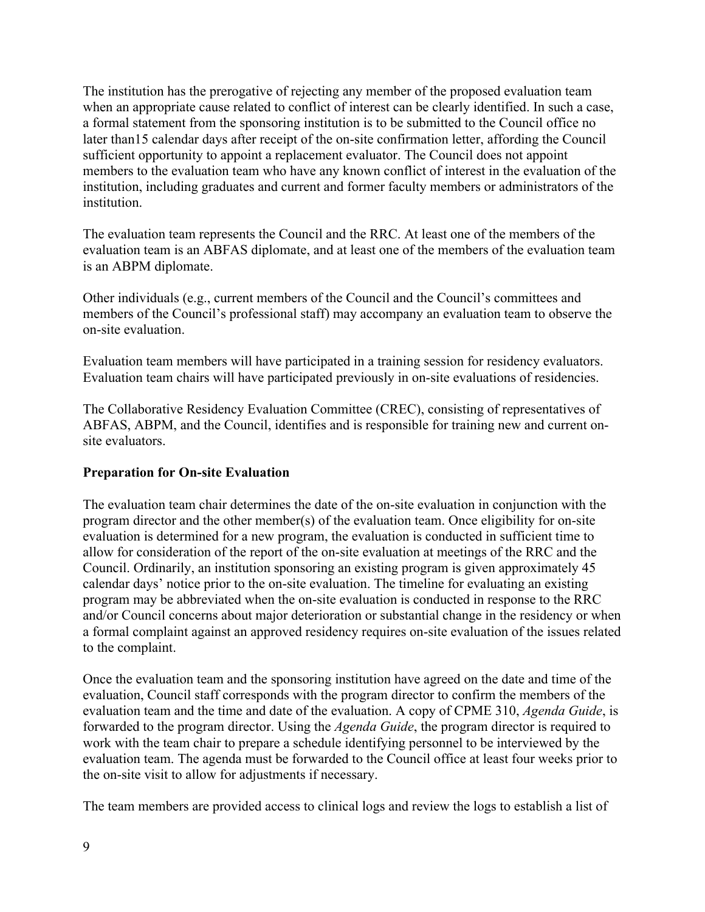The institution has the prerogative of rejecting any member of the proposed evaluation team when an appropriate cause related to conflict of interest can be clearly identified. In such a case, a formal statement from the sponsoring institution is to be submitted to the Council office no later than15 calendar days after receipt of the on-site confirmation letter, affording the Council sufficient opportunity to appoint a replacement evaluator. The Council does not appoint members to the evaluation team who have any known conflict of interest in the evaluation of the institution, including graduates and current and former faculty members or administrators of the institution.

The evaluation team represents the Council and the RRC. At least one of the members of the evaluation team is an ABFAS diplomate, and at least one of the members of the evaluation team is an ABPM diplomate.

Other individuals (e.g., current members of the Council and the Council's committees and members of the Council's professional staff) may accompany an evaluation team to observe the on-site evaluation.

Evaluation team members will have participated in a training session for residency evaluators. Evaluation team chairs will have participated previously in on-site evaluations of residencies.

The Collaborative Residency Evaluation Committee (CREC), consisting of representatives of ABFAS, ABPM, and the Council, identifies and is responsible for training new and current on-site evaluators.

**Preparation for On-site Evaluation**

The evaluation team chair determines the date of the on-site evaluation in conjunction with the program director and the other member(s) of the evaluation team. Once eligibility for on-site evaluation is determined for a new program, the evaluation is conducted in sufficient time to allow for consideration of the report of the on-site evaluation at meetings of the RRC and the Council. Ordinarily, an institution sponsoring an existing program is given approximately 45 calendar days' notice prior to the on-site evaluation. The timeline for evaluating an existing program may be abbreviated when the on-site evaluation is conducted in response to the RRC and/or Council concerns about major deterioration or substantial change in the residency or when a formal complaint against an approved residency requires on-site evaluation of the issues related to the complaint.

Once the evaluation team and the sponsoring institution have agreed on the date and time of the evaluation, Council staff corresponds with the program director to confirm the members of the evaluation team and the time and date of the evaluation. A copy of CPME 310, *Agenda Guide*, is forwarded to the program director. Using the *Agenda Guide*, the program director is required to work with the team chair to prepare a schedule identifying personnel to be interviewed by the evaluation team. The agenda must be forwarded to the Council office at least four weeks prior to the on-site visit to allow for adjustments if necessary.

The team members are provided access to clinical logs and review the logs to establish a list of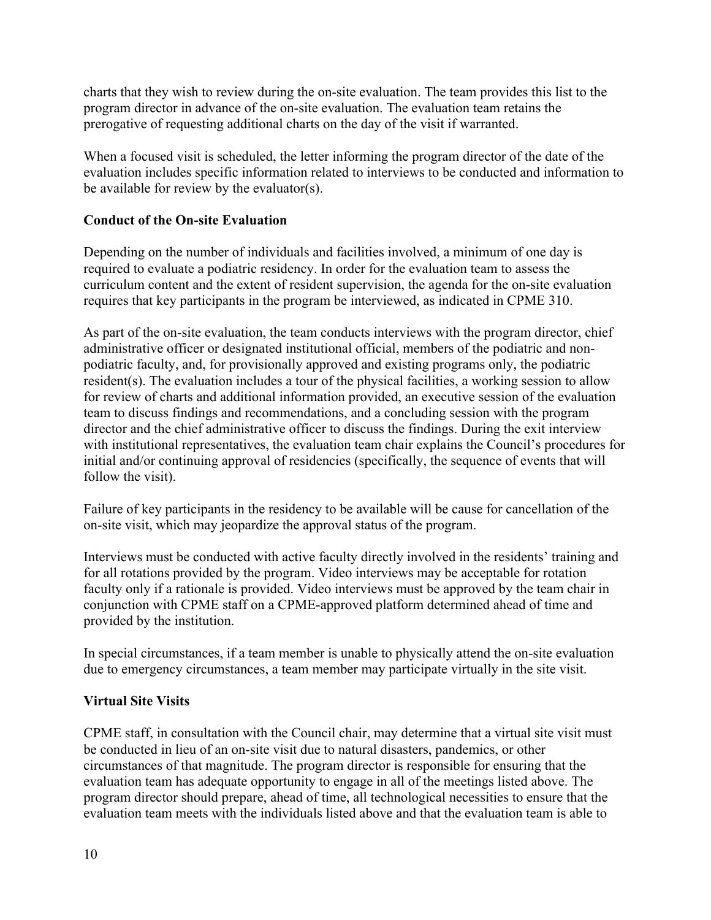charts that they wish to review during the on-site evaluation. The team provides this list to the program director in advance of the on-site evaluation. The evaluation team retains the prerogative of requesting additional charts on the day of the visit if warranted.

When a focused visit is scheduled, the letter informing the program director of the date of the evaluation includes specific information related to interviews to be conducted and information to be available for review by the evaluator(s).

### Conduct of the On-site Evaluation

Depending on the number of individuals and facilities involved, a minimum of one day is required to evaluate a podiatric residency. In order for the evaluation team to assess the curriculum content and the extent of resident supervision, the agenda for the on-site evaluation requires that key participants in the program be interviewed, as indicated in CPME 310.

As part of the on-site evaluation, the team conducts interviews with the program director, chief administrative officer or designated institutional official, members of the podiatric and non-podiatric faculty, and, for provisionally approved and existing programs only, the podiatric resident(s). The evaluation includes a tour of the physical facilities, a working session to allow for review of charts and additional information provided, an executive session of the evaluation team to discuss findings and recommendations, and a concluding session with the program director and the chief administrative officer to discuss the findings. During the exit interview with institutional representatives, the evaluation team chair explains the Council's procedures for initial and/or continuing approval of residencies (specifically, the sequence of events that will follow the visit).

Failure of key participants in the residency to be available will be cause for cancellation of the on-site visit, which may jeopardize the approval status of the program.

Interviews must be conducted with active faculty directly involved in the residents' training and for all rotations provided by the program. Video interviews may be acceptable for rotation faculty only if a rationale is provided. Video interviews must be approved by the team chair in conjunction with CPME staff on a CPME-approved platform determined ahead of time and provided by the institution.

In special circumstances, if a team member is unable to physically attend the on-site evaluation due to emergency circumstances, a team member may participate virtually in the site visit.

### Virtual Site Visits

CPME staff, in consultation with the Council chair, may determine that a virtual site visit must be conducted in lieu of an on-site visit due to natural disasters, pandemics, or other circumstances of that magnitude. The program director is responsible for ensuring that the evaluation team has adequate opportunity to engage in all of the meetings listed above. The program director should prepare, ahead of time, all technological necessities to ensure that the evaluation team meets with the individuals listed above and that the evaluation team is able to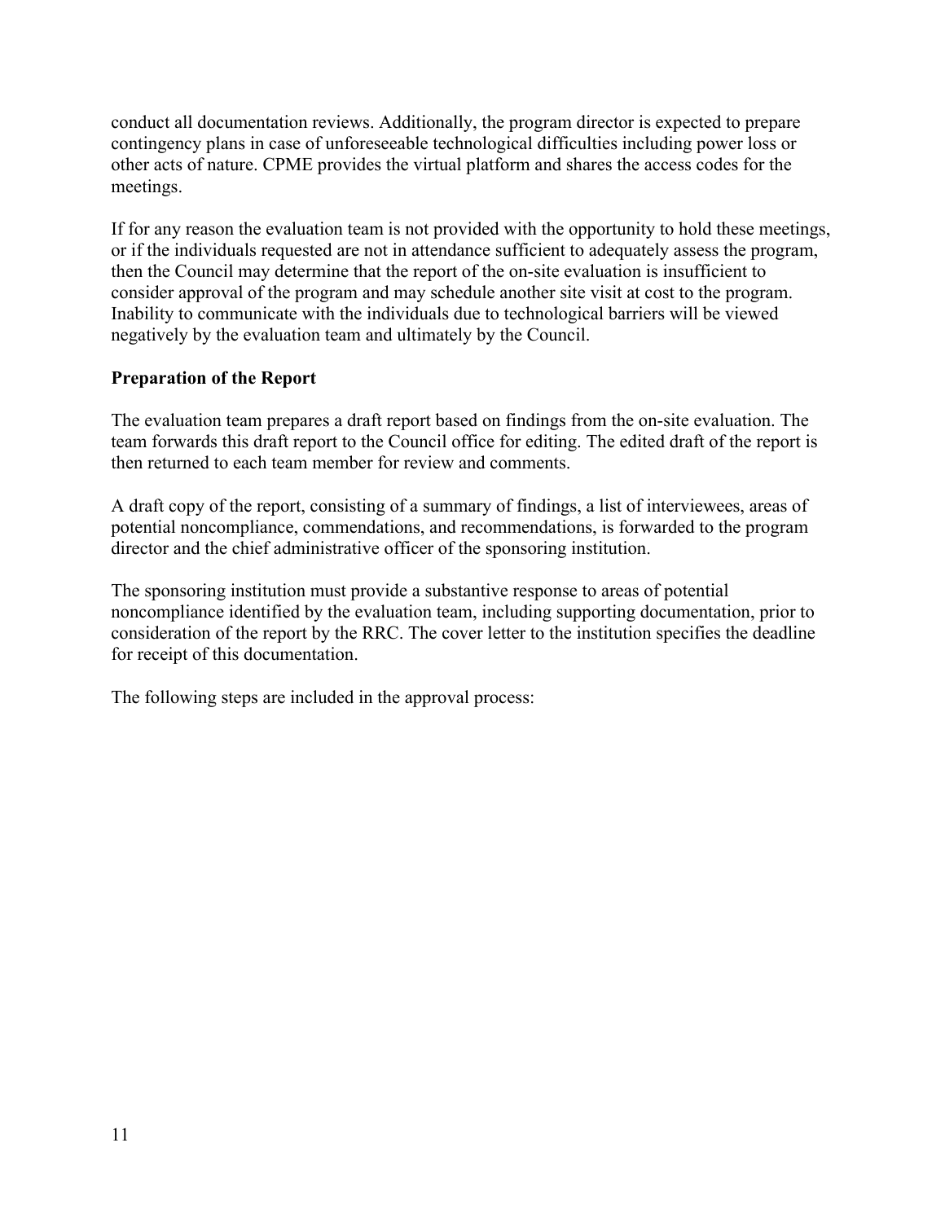conduct all documentation reviews. Additionally, the program director is expected to prepare contingency plans in case of unforeseeable technological difficulties including power loss or other acts of nature. CPME provides the virtual platform and shares the access codes for the meetings.

If for any reason the evaluation team is not provided with the opportunity to hold these meetings, or if the individuals requested are not in attendance sufficient to adequately assess the program, then the Council may determine that the report of the on-site evaluation is insufficient to consider approval of the program and may schedule another site visit at cost to the program. Inability to communicate with the individuals due to technological barriers will be viewed negatively by the evaluation team and ultimately by the Council.

**Preparation of the Report**

The evaluation team prepares a draft report based on findings from the on-site evaluation. The team forwards this draft report to the Council office for editing. The edited draft of the report is then returned to each team member for review and comments.

A draft copy of the report, consisting of a summary of findings, a list of interviewees, areas of potential noncompliance, commendations, and recommendations, is forwarded to the program director and the chief administrative officer of the sponsoring institution.

The sponsoring institution must provide a substantive response to areas of potential noncompliance identified by the evaluation team, including supporting documentation, prior to consideration of the report by the RRC. The cover letter to the institution specifies the deadline for receipt of this documentation.

The following steps are included in the approval process: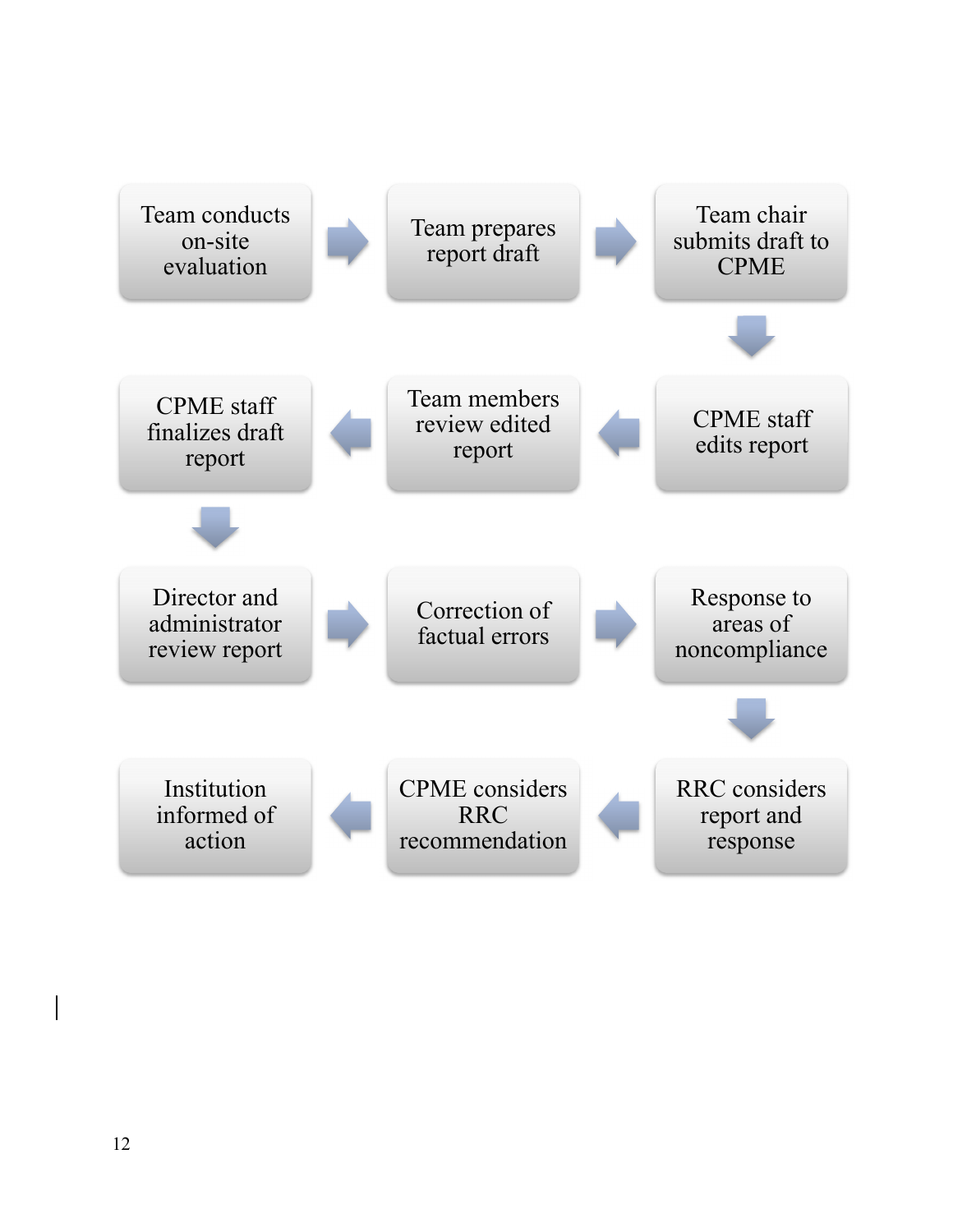1. Team conducts on-site evaluation
2. Team prepares report draft
3. Team chair submits draft to CPME
4. CPME staff edits report
5. Team members review edited report
6. CPME staff finalizes draft report
7. Director and administrator review report
8. Correction of factual errors
9. Response to areas of noncompliance
10. RRC considers report and response
11. CPME considers RRC recommendation
12. Institution informed of action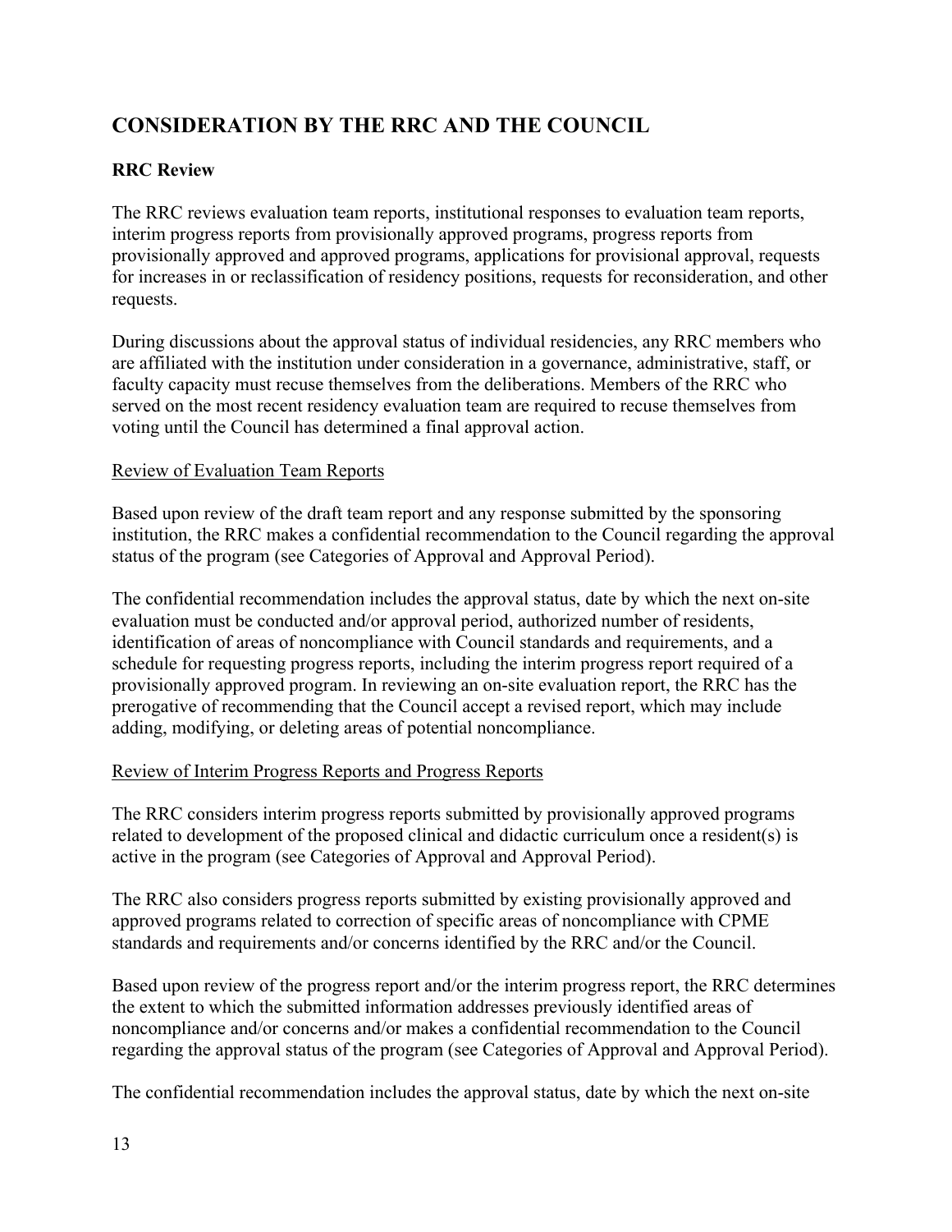## CONSIDERATION BY THE RRC AND THE COUNCIL

### RRC Review

The RRC reviews evaluation team reports, institutional responses to evaluation team reports, interim progress reports from provisionally approved programs, progress reports from provisionally approved and approved programs, applications for provisional approval, requests for increases in or reclassification of residency positions, requests for reconsideration, and other requests.

During discussions about the approval status of individual residencies, any RRC members who are affiliated with the institution under consideration in a governance, administrative, staff, or faculty capacity must recuse themselves from the deliberations. Members of the RRC who served on the most recent residency evaluation team are required to recuse themselves from voting until the Council has determined a final approval action.

<u>Review of Evaluation Team Reports</u>

Based upon review of the draft team report and any response submitted by the sponsoring institution, the RRC makes a confidential recommendation to the Council regarding the approval status of the program (see Categories of Approval and Approval Period).

The confidential recommendation includes the approval status, date by which the next on-site evaluation must be conducted and/or approval period, authorized number of residents, identification of areas of noncompliance with Council standards and requirements, and a schedule for requesting progress reports, including the interim progress report required of a provisionally approved program. In reviewing an on-site evaluation report, the RRC has the prerogative of recommending that the Council accept a revised report, which may include adding, modifying, or deleting areas of potential noncompliance.

<u>Review of Interim Progress Reports and Progress Reports</u>

The RRC considers interim progress reports submitted by provisionally approved programs related to development of the proposed clinical and didactic curriculum once a resident(s) is active in the program (see Categories of Approval and Approval Period).

The RRC also considers progress reports submitted by existing provisionally approved and approved programs related to correction of specific areas of noncompliance with CPME standards and requirements and/or concerns identified by the RRC and/or the Council.

Based upon review of the progress report and/or the interim progress report, the RRC determines the extent to which the submitted information addresses previously identified areas of noncompliance and/or concerns and/or makes a confidential recommendation to the Council regarding the approval status of the program (see Categories of Approval and Approval Period).

The confidential recommendation includes the approval status, date by which the next on-site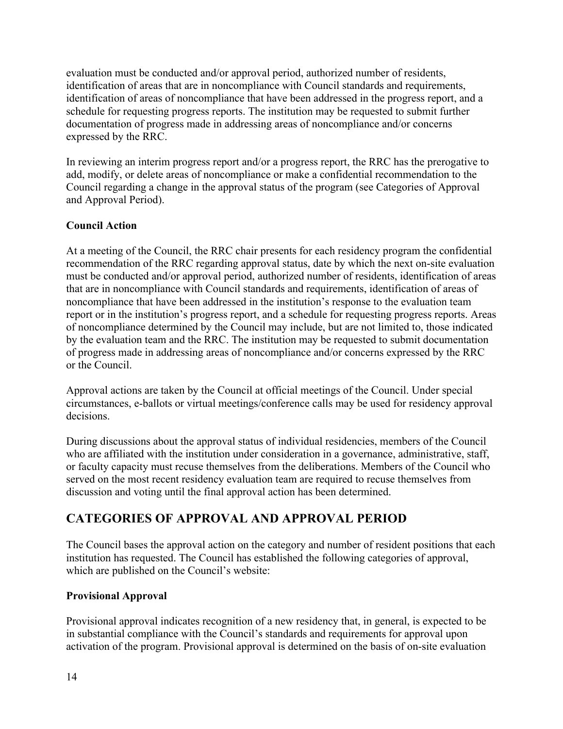evaluation must be conducted and/or approval period, authorized number of residents, identification of areas that are in noncompliance with Council standards and requirements, identification of areas of noncompliance that have been addressed in the progress report, and a schedule for requesting progress reports. The institution may be requested to submit further documentation of progress made in addressing areas of noncompliance and/or concerns expressed by the RRC.

In reviewing an interim progress report and/or a progress report, the RRC has the prerogative to add, modify, or delete areas of noncompliance or make a confidential recommendation to the Council regarding a change in the approval status of the program (see Categories of Approval and Approval Period).

**Council Action**

At a meeting of the Council, the RRC chair presents for each residency program the confidential recommendation of the RRC regarding approval status, date by which the next on-site evaluation must be conducted and/or approval period, authorized number of residents, identification of areas that are in noncompliance with Council standards and requirements, identification of areas of noncompliance that have been addressed in the institution's response to the evaluation team report or in the institution's progress report, and a schedule for requesting progress reports. Areas of noncompliance determined by the Council may include, but are not limited to, those indicated by the evaluation team and the RRC. The institution may be requested to submit documentation of progress made in addressing areas of noncompliance and/or concerns expressed by the RRC or the Council.

Approval actions are taken by the Council at official meetings of the Council. Under special circumstances, e-ballots or virtual meetings/conference calls may be used for residency approval decisions.

During discussions about the approval status of individual residencies, members of the Council who are affiliated with the institution under consideration in a governance, administrative, staff, or faculty capacity must recuse themselves from the deliberations. Members of the Council who served on the most recent residency evaluation team are required to recuse themselves from discussion and voting until the final approval action has been determined.

## CATEGORIES OF APPROVAL AND APPROVAL PERIOD

The Council bases the approval action on the category and number of resident positions that each institution has requested. The Council has established the following categories of approval, which are published on the Council's website:

**Provisional Approval**

Provisional approval indicates recognition of a new residency that, in general, is expected to be in substantial compliance with the Council's standards and requirements for approval upon activation of the program. Provisional approval is determined on the basis of on-site evaluation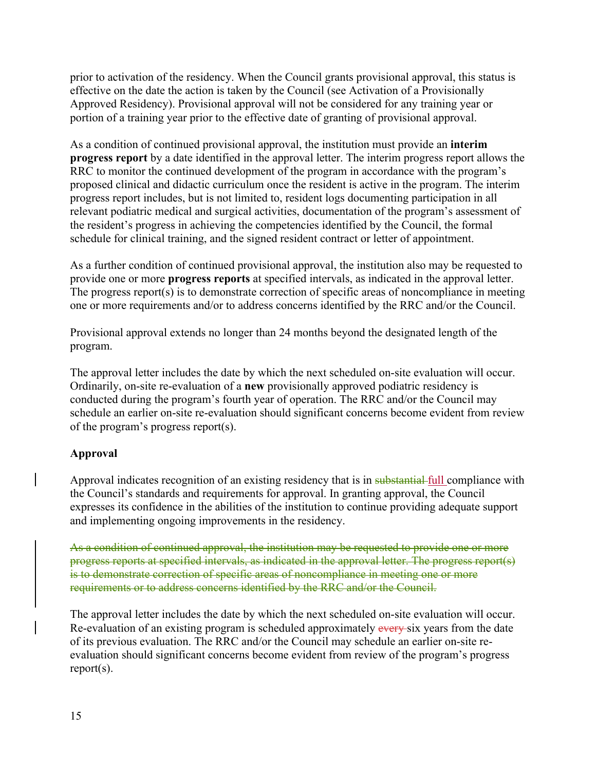prior to activation of the residency. When the Council grants provisional approval, this status is effective on the date the action is taken by the Council (see Activation of a Provisionally Approved Residency). Provisional approval will not be considered for any training year or portion of a training year prior to the effective date of granting of provisional approval.

As a condition of continued provisional approval, the institution must provide an **interim progress report** by a date identified in the approval letter. The interim progress report allows the RRC to monitor the continued development of the program in accordance with the program's proposed clinical and didactic curriculum once the resident is active in the program. The interim progress report includes, but is not limited to, resident logs documenting participation in all relevant podiatric medical and surgical activities, documentation of the program's assessment of the resident's progress in achieving the competencies identified by the Council, the formal schedule for clinical training, and the signed resident contract or letter of appointment.

As a further condition of continued provisional approval, the institution also may be requested to provide one or more **progress reports** at specified intervals, as indicated in the approval letter. The progress report(s) is to demonstrate correction of specific areas of noncompliance in meeting one or more requirements and/or to address concerns identified by the RRC and/or the Council.

Provisional approval extends no longer than 24 months beyond the designated length of the program.

The approval letter includes the date by which the next scheduled on-site evaluation will occur. Ordinarily, on-site re-evaluation of a **new** provisionally approved podiatric residency is conducted during the program's fourth year of operation. The RRC and/or the Council may schedule an earlier on-site re-evaluation should significant concerns become evident from review of the program's progress report(s).

**Approval**

Approval indicates recognition of an existing residency that is in ~~substantial~~ full compliance with the Council's standards and requirements for approval. In granting approval, the Council expresses its confidence in the abilities of the institution to continue providing adequate support and implementing ongoing improvements in the residency.

~~As a condition of continued approval, the institution may be requested to provide one or more progress reports at specified intervals, as indicated in the approval letter. The progress report(s) is to demonstrate correction of specific areas of noncompliance in meeting one or more requirements or to address concerns identified by the RRC and/or the Council.~~

The approval letter includes the date by which the next scheduled on-site evaluation will occur. Re-evaluation of an existing program is scheduled approximately ~~every~~ six years from the date of its previous evaluation. The RRC and/or the Council may schedule an earlier on-site re-evaluation should significant concerns become evident from review of the program's progress report(s).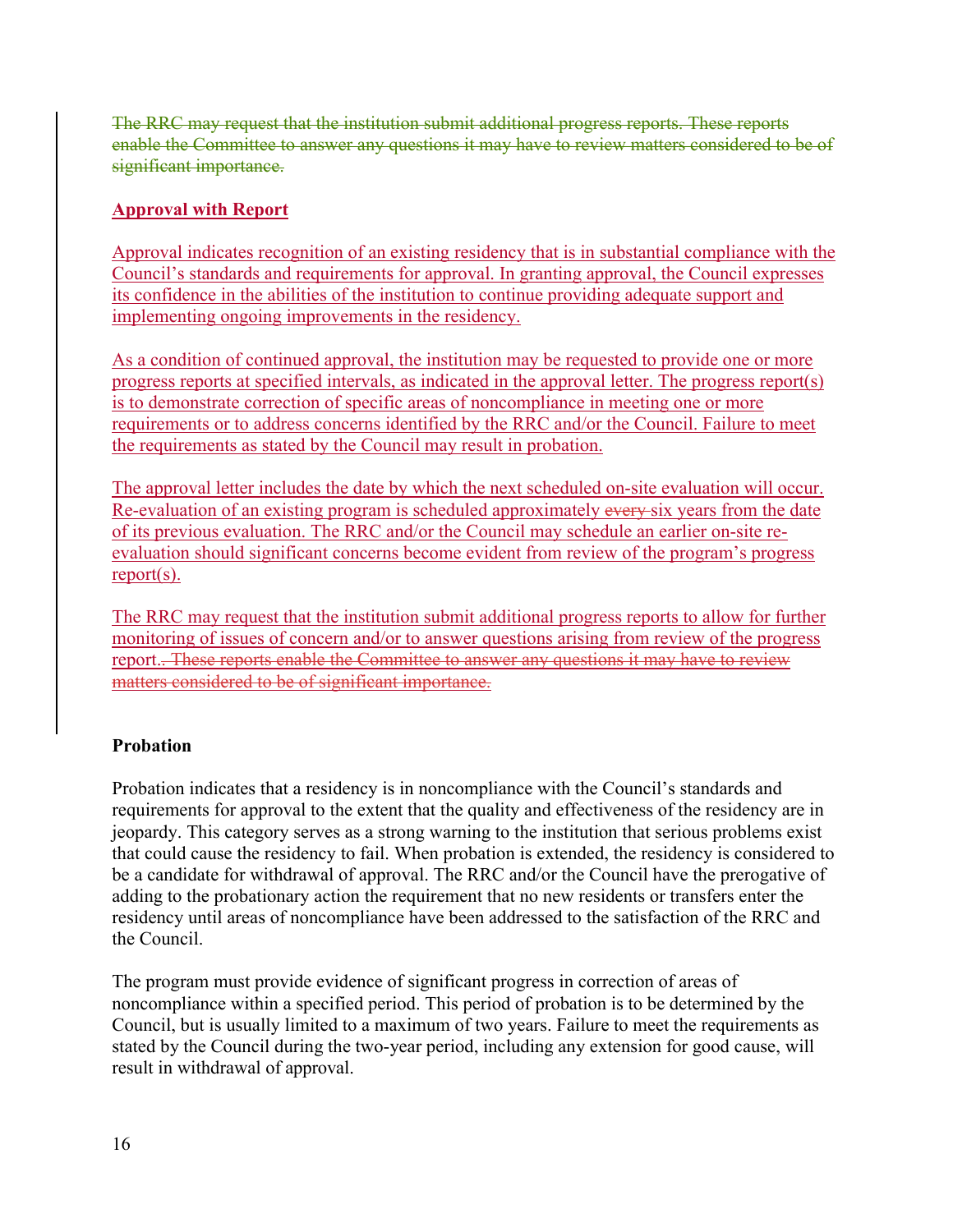~~The RRC may request that the institution submit additional progress reports. These reports enable the Committee to answer any questions it may have to review matters considered to be of significant importance.~~

**Approval with Report**

Approval indicates recognition of an existing residency that is in substantial compliance with the Council's standards and requirements for approval. In granting approval, the Council expresses its confidence in the abilities of the institution to continue providing adequate support and implementing ongoing improvements in the residency.

As a condition of continued approval, the institution may be requested to provide one or more progress reports at specified intervals, as indicated in the approval letter. The progress report(s) is to demonstrate correction of specific areas of noncompliance in meeting one or more requirements or to address concerns identified by the RRC and/or the Council. Failure to meet the requirements as stated by the Council may result in probation.

The approval letter includes the date by which the next scheduled on-site evaluation will occur. Re-evaluation of an existing program is scheduled approximately ~~every~~ six years from the date of its previous evaluation. The RRC and/or the Council may schedule an earlier on-site re-evaluation should significant concerns become evident from review of the program's progress report(s).

The RRC may request that the institution submit additional progress reports to allow for further monitoring of issues of concern and/or to answer questions arising from review of the progress report.~~. These reports enable the Committee to answer any questions it may have to review matters considered to be of significant importance.~~

**Probation**

Probation indicates that a residency is in noncompliance with the Council's standards and requirements for approval to the extent that the quality and effectiveness of the residency are in jeopardy. This category serves as a strong warning to the institution that serious problems exist that could cause the residency to fail. When probation is extended, the residency is considered to be a candidate for withdrawal of approval. The RRC and/or the Council have the prerogative of adding to the probationary action the requirement that no new residents or transfers enter the residency until areas of noncompliance have been addressed to the satisfaction of the RRC and the Council.

The program must provide evidence of significant progress in correction of areas of noncompliance within a specified period. This period of probation is to be determined by the Council, but is usually limited to a maximum of two years. Failure to meet the requirements as stated by the Council during the two-year period, including any extension for good cause, will result in withdrawal of approval.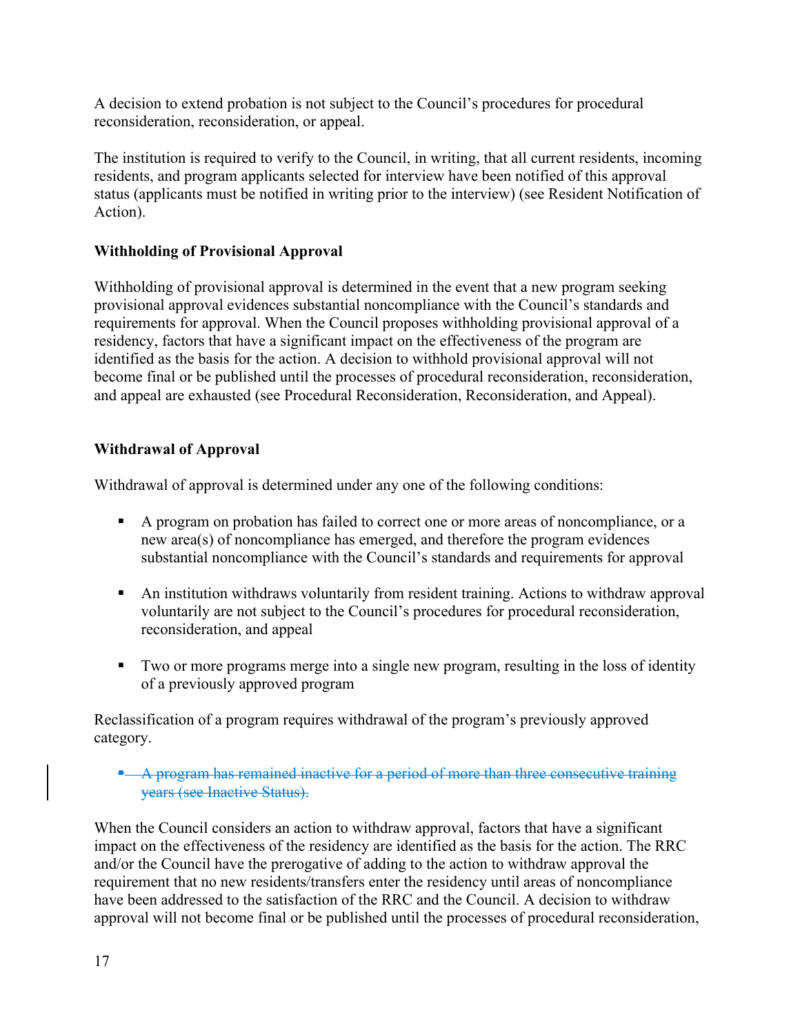A decision to extend probation is not subject to the Council's procedures for procedural reconsideration, reconsideration, or appeal.

The institution is required to verify to the Council, in writing, that all current residents, incoming residents, and program applicants selected for interview have been notified of this approval status (applicants must be notified in writing prior to the interview) (see Resident Notification of Action).

**Withholding of Provisional Approval**

Withholding of provisional approval is determined in the event that a new program seeking provisional approval evidences substantial noncompliance with the Council's standards and requirements for approval. When the Council proposes withholding provisional approval of a residency, factors that have a significant impact on the effectiveness of the program are identified as the basis for the action. A decision to withhold provisional approval will not become final or be published until the processes of procedural reconsideration, reconsideration, and appeal are exhausted (see Procedural Reconsideration, Reconsideration, and Appeal).

**Withdrawal of Approval**

Withdrawal of approval is determined under any one of the following conditions:

- A program on probation has failed to correct one or more areas of noncompliance, or a new area(s) of noncompliance has emerged, and therefore the program evidences substantial noncompliance with the Council's standards and requirements for approval

- An institution withdraws voluntarily from resident training. Actions to withdraw approval voluntarily are not subject to the Council's procedures for procedural reconsideration, reconsideration, and appeal

- Two or more programs merge into a single new program, resulting in the loss of identity of a previously approved program

Reclassification of a program requires withdrawal of the program's previously approved category.

- ~~A program has remained inactive for a period of more than three consecutive training years (see Inactive Status).~~

When the Council considers an action to withdraw approval, factors that have a significant impact on the effectiveness of the residency are identified as the basis for the action. The RRC and/or the Council have the prerogative of adding to the action to withdraw approval the requirement that no new residents/transfers enter the residency until areas of noncompliance have been addressed to the satisfaction of the RRC and the Council. A decision to withdraw approval will not become final or be published until the processes of procedural reconsideration,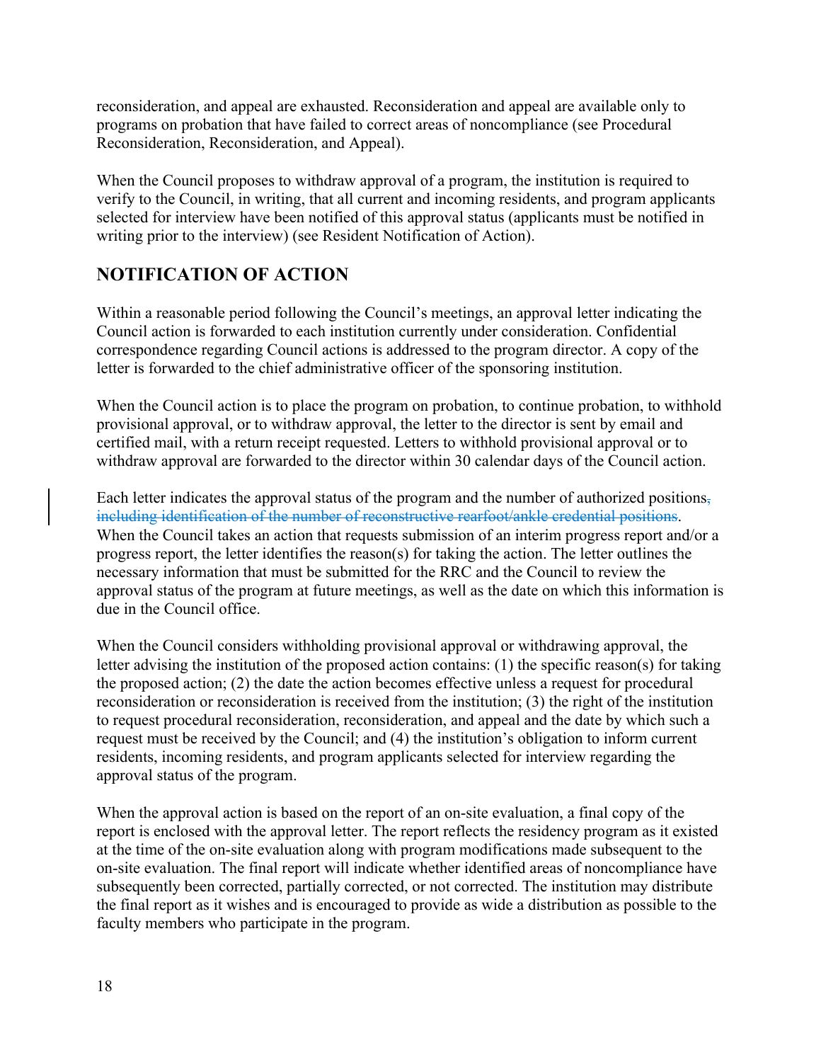reconsideration, and appeal are exhausted. Reconsideration and appeal are available only to programs on probation that have failed to correct areas of noncompliance (see Procedural Reconsideration, Reconsideration, and Appeal).

When the Council proposes to withdraw approval of a program, the institution is required to verify to the Council, in writing, that all current and incoming residents, and program applicants selected for interview have been notified of this approval status (applicants must be notified in writing prior to the interview) (see Resident Notification of Action).

## NOTIFICATION OF ACTION

Within a reasonable period following the Council's meetings, an approval letter indicating the Council action is forwarded to each institution currently under consideration. Confidential correspondence regarding Council actions is addressed to the program director. A copy of the letter is forwarded to the chief administrative officer of the sponsoring institution.

When the Council action is to place the program on probation, to continue probation, to withhold provisional approval, or to withdraw approval, the letter to the director is sent by email and certified mail, with a return receipt requested. Letters to withhold provisional approval or to withdraw approval are forwarded to the director within 30 calendar days of the Council action.

Each letter indicates the approval status of the program and the number of authorized positions~~, including identification of the number of reconstructive rearfoot/ankle credential positions~~. When the Council takes an action that requests submission of an interim progress report and/or a progress report, the letter identifies the reason(s) for taking the action. The letter outlines the necessary information that must be submitted for the RRC and the Council to review the approval status of the program at future meetings, as well as the date on which this information is due in the Council office.

When the Council considers withholding provisional approval or withdrawing approval, the letter advising the institution of the proposed action contains: (1) the specific reason(s) for taking the proposed action; (2) the date the action becomes effective unless a request for procedural reconsideration or reconsideration is received from the institution; (3) the right of the institution to request procedural reconsideration, reconsideration, and appeal and the date by which such a request must be received by the Council; and (4) the institution's obligation to inform current residents, incoming residents, and program applicants selected for interview regarding the approval status of the program.

When the approval action is based on the report of an on-site evaluation, a final copy of the report is enclosed with the approval letter. The report reflects the residency program as it existed at the time of the on-site evaluation along with program modifications made subsequent to the on-site evaluation. The final report will indicate whether identified areas of noncompliance have subsequently been corrected, partially corrected, or not corrected. The institution may distribute the final report as it wishes and is encouraged to provide as wide a distribution as possible to the faculty members who participate in the program.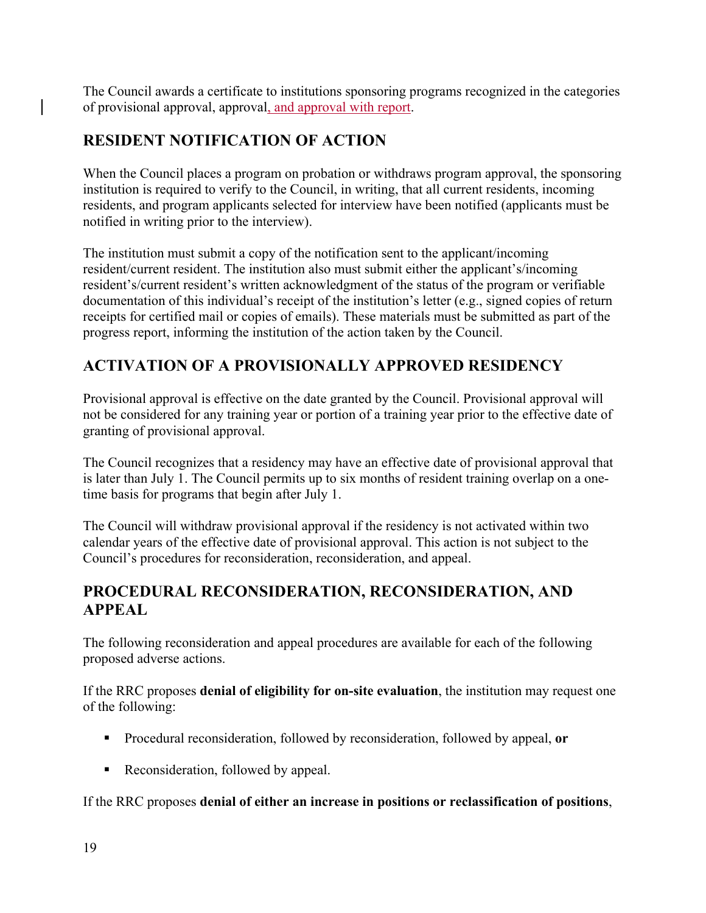The Council awards a certificate to institutions sponsoring programs recognized in the categories of provisional approval, approval, and approval with report.

## RESIDENT NOTIFICATION OF ACTION

When the Council places a program on probation or withdraws program approval, the sponsoring institution is required to verify to the Council, in writing, that all current residents, incoming residents, and program applicants selected for interview have been notified (applicants must be notified in writing prior to the interview).

The institution must submit a copy of the notification sent to the applicant/incoming resident/current resident. The institution also must submit either the applicant's/incoming resident's/current resident's written acknowledgment of the status of the program or verifiable documentation of this individual's receipt of the institution's letter (e.g., signed copies of return receipts for certified mail or copies of emails). These materials must be submitted as part of the progress report, informing the institution of the action taken by the Council.

## ACTIVATION OF A PROVISIONALLY APPROVED RESIDENCY

Provisional approval is effective on the date granted by the Council. Provisional approval will not be considered for any training year or portion of a training year prior to the effective date of granting of provisional approval.

The Council recognizes that a residency may have an effective date of provisional approval that is later than July 1. The Council permits up to six months of resident training overlap on a one-time basis for programs that begin after July 1.

The Council will withdraw provisional approval if the residency is not activated within two calendar years of the effective date of provisional approval. This action is not subject to the Council's procedures for reconsideration, reconsideration, and appeal.

## PROCEDURAL RECONSIDERATION, RECONSIDERATION, AND APPEAL

The following reconsideration and appeal procedures are available for each of the following proposed adverse actions.

If the RRC proposes **denial of eligibility for on-site evaluation**, the institution may request one of the following:

- Procedural reconsideration, followed by reconsideration, followed by appeal, **or**
- Reconsideration, followed by appeal.

If the RRC proposes **denial of either an increase in positions or reclassification of positions**,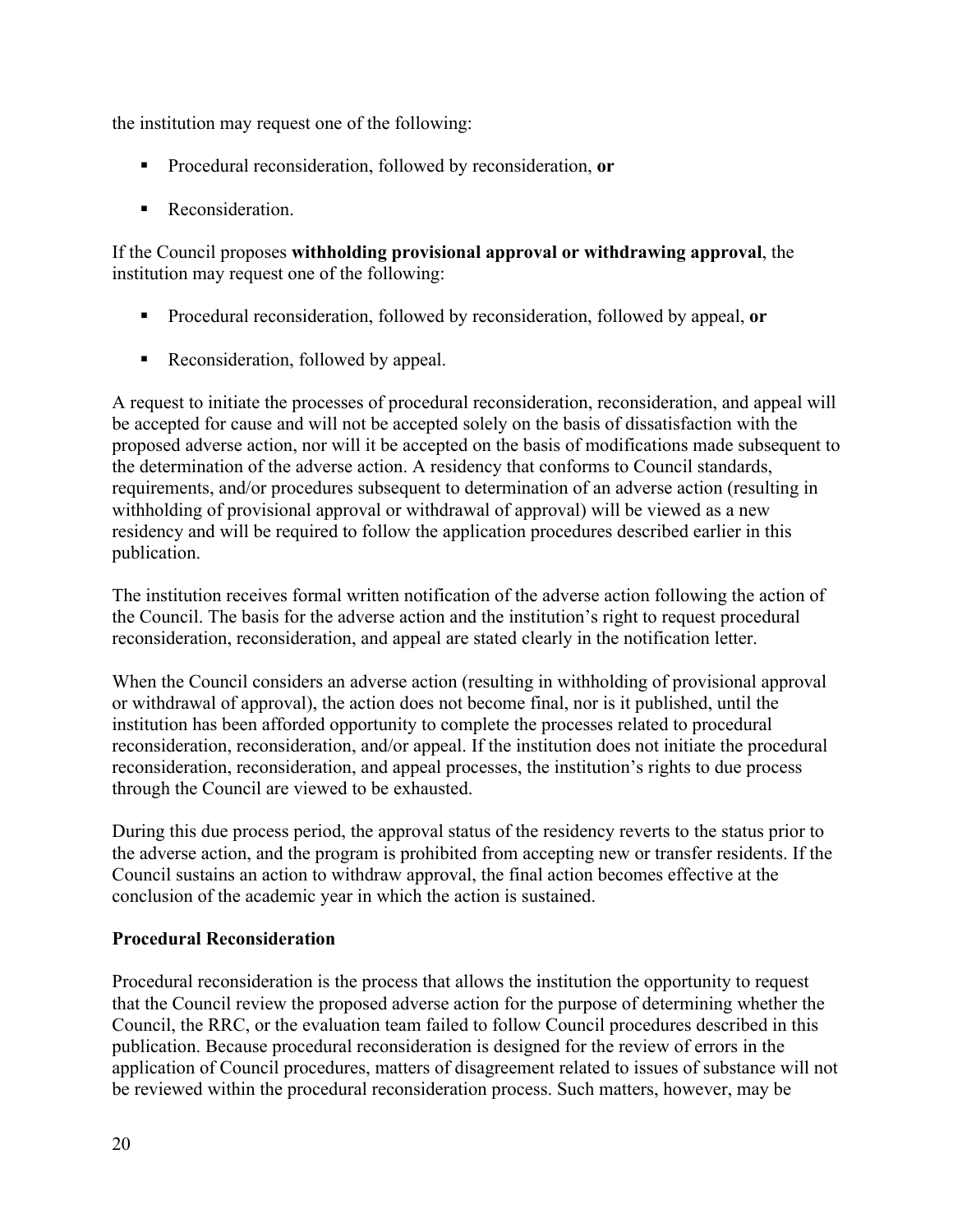the institution may request one of the following:

- Procedural reconsideration, followed by reconsideration, **or**
- Reconsideration.

If the Council proposes **withholding provisional approval or withdrawing approval**, the institution may request one of the following:

- Procedural reconsideration, followed by reconsideration, followed by appeal, **or**
- Reconsideration, followed by appeal.

A request to initiate the processes of procedural reconsideration, reconsideration, and appeal will be accepted for cause and will not be accepted solely on the basis of dissatisfaction with the proposed adverse action, nor will it be accepted on the basis of modifications made subsequent to the determination of the adverse action. A residency that conforms to Council standards, requirements, and/or procedures subsequent to determination of an adverse action (resulting in withholding of provisional approval or withdrawal of approval) will be viewed as a new residency and will be required to follow the application procedures described earlier in this publication.

The institution receives formal written notification of the adverse action following the action of the Council. The basis for the adverse action and the institution's right to request procedural reconsideration, reconsideration, and appeal are stated clearly in the notification letter.

When the Council considers an adverse action (resulting in withholding of provisional approval or withdrawal of approval), the action does not become final, nor is it published, until the institution has been afforded opportunity to complete the processes related to procedural reconsideration, reconsideration, and/or appeal. If the institution does not initiate the procedural reconsideration, reconsideration, and appeal processes, the institution's rights to due process through the Council are viewed to be exhausted.

During this due process period, the approval status of the residency reverts to the status prior to the adverse action, and the program is prohibited from accepting new or transfer residents. If the Council sustains an action to withdraw approval, the final action becomes effective at the conclusion of the academic year in which the action is sustained.

**Procedural Reconsideration**

Procedural reconsideration is the process that allows the institution the opportunity to request that the Council review the proposed adverse action for the purpose of determining whether the Council, the RRC, or the evaluation team failed to follow Council procedures described in this publication. Because procedural reconsideration is designed for the review of errors in the application of Council procedures, matters of disagreement related to issues of substance will not be reviewed within the procedural reconsideration process. Such matters, however, may be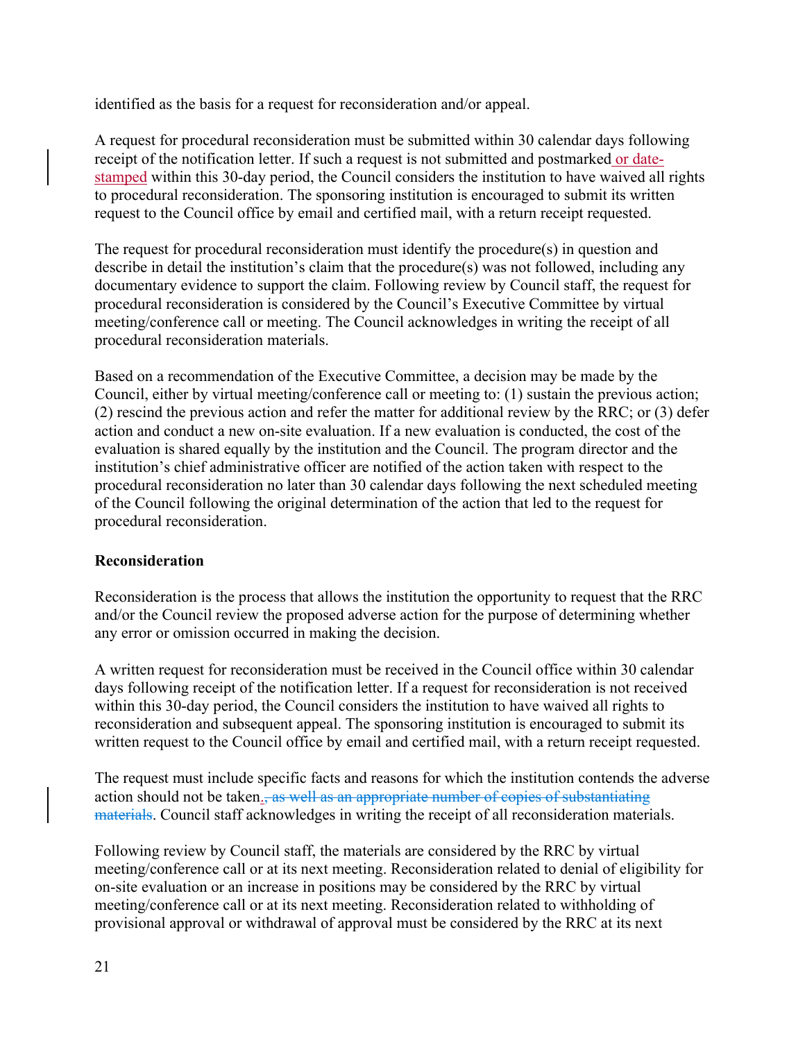identified as the basis for a request for reconsideration and/or appeal.

A request for procedural reconsideration must be submitted within 30 calendar days following receipt of the notification letter. If such a request is not submitted and postmarked or date-stamped within this 30-day period, the Council considers the institution to have waived all rights to procedural reconsideration. The sponsoring institution is encouraged to submit its written request to the Council office by email and certified mail, with a return receipt requested.

The request for procedural reconsideration must identify the procedure(s) in question and describe in detail the institution's claim that the procedure(s) was not followed, including any documentary evidence to support the claim. Following review by Council staff, the request for procedural reconsideration is considered by the Council's Executive Committee by virtual meeting/conference call or meeting. The Council acknowledges in writing the receipt of all procedural reconsideration materials.

Based on a recommendation of the Executive Committee, a decision may be made by the Council, either by virtual meeting/conference call or meeting to: (1) sustain the previous action; (2) rescind the previous action and refer the matter for additional review by the RRC; or (3) defer action and conduct a new on-site evaluation. If a new evaluation is conducted, the cost of the evaluation is shared equally by the institution and the Council. The program director and the institution's chief administrative officer are notified of the action taken with respect to the procedural reconsideration no later than 30 calendar days following the next scheduled meeting of the Council following the original determination of the action that led to the request for procedural reconsideration.

**Reconsideration**

Reconsideration is the process that allows the institution the opportunity to request that the RRC and/or the Council review the proposed adverse action for the purpose of determining whether any error or omission occurred in making the decision.

A written request for reconsideration must be received in the Council office within 30 calendar days following receipt of the notification letter. If a request for reconsideration is not received within this 30-day period, the Council considers the institution to have waived all rights to reconsideration and subsequent appeal. The sponsoring institution is encouraged to submit its written request to the Council office by email and certified mail, with a return receipt requested.

The request must include specific facts and reasons for which the institution contends the adverse action should not be taken.~~, as well as an appropriate number of copies of substantiating materials~~. Council staff acknowledges in writing the receipt of all reconsideration materials.

Following review by Council staff, the materials are considered by the RRC by virtual meeting/conference call or at its next meeting. Reconsideration related to denial of eligibility for on-site evaluation or an increase in positions may be considered by the RRC by virtual meeting/conference call or at its next meeting. Reconsideration related to withholding of provisional approval or withdrawal of approval must be considered by the RRC at its next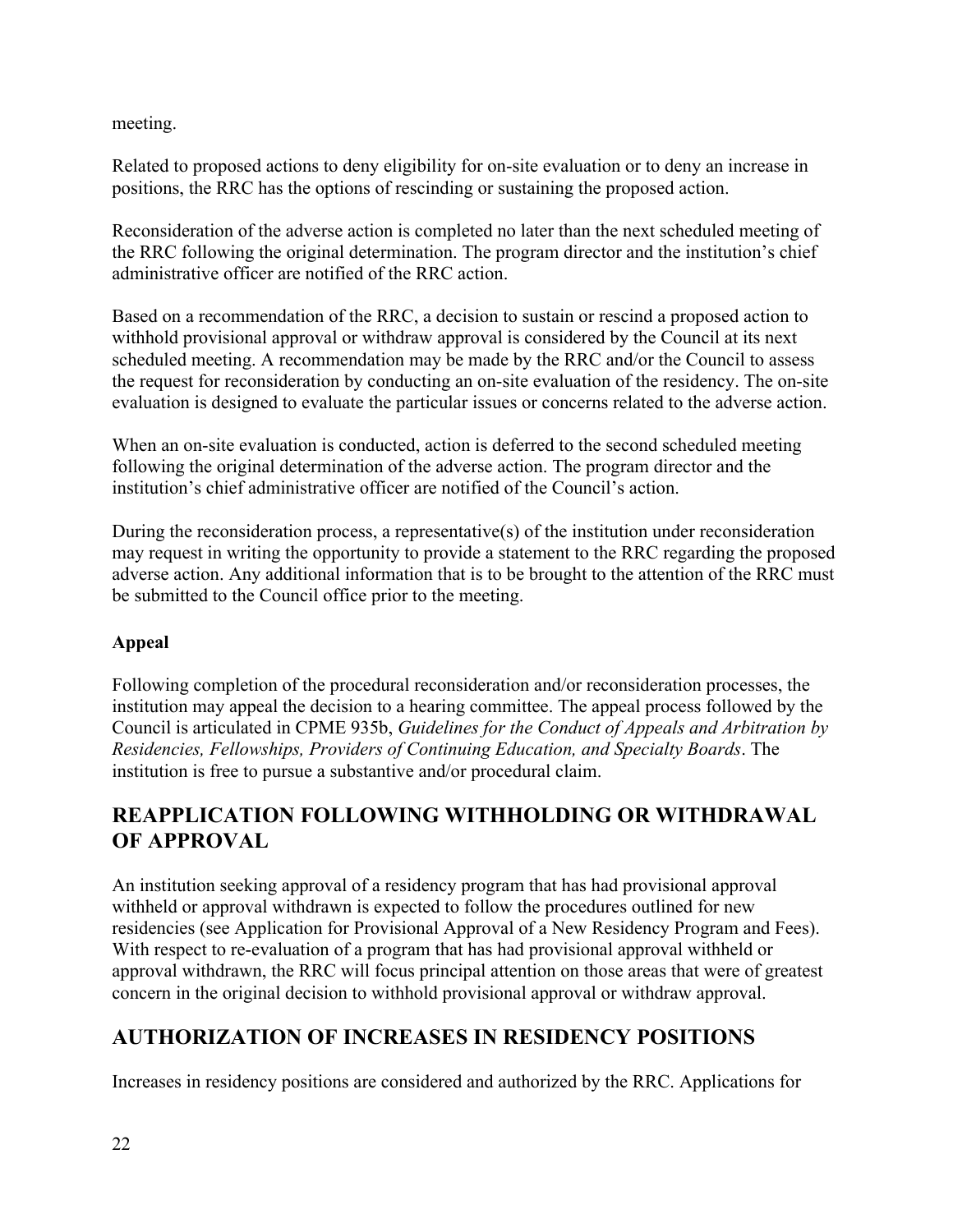meeting.

Related to proposed actions to deny eligibility for on-site evaluation or to deny an increase in positions, the RRC has the options of rescinding or sustaining the proposed action.

Reconsideration of the adverse action is completed no later than the next scheduled meeting of the RRC following the original determination. The program director and the institution's chief administrative officer are notified of the RRC action.

Based on a recommendation of the RRC, a decision to sustain or rescind a proposed action to withhold provisional approval or withdraw approval is considered by the Council at its next scheduled meeting. A recommendation may be made by the RRC and/or the Council to assess the request for reconsideration by conducting an on-site evaluation of the residency. The on-site evaluation is designed to evaluate the particular issues or concerns related to the adverse action.

When an on-site evaluation is conducted, action is deferred to the second scheduled meeting following the original determination of the adverse action. The program director and the institution's chief administrative officer are notified of the Council's action.

During the reconsideration process, a representative(s) of the institution under reconsideration may request in writing the opportunity to provide a statement to the RRC regarding the proposed adverse action. Any additional information that is to be brought to the attention of the RRC must be submitted to the Council office prior to the meeting.

### Appeal

Following completion of the procedural reconsideration and/or reconsideration processes, the institution may appeal the decision to a hearing committee. The appeal process followed by the Council is articulated in CPME 935b, *Guidelines for the Conduct of Appeals and Arbitration by Residencies, Fellowships, Providers of Continuing Education, and Specialty Boards*. The institution is free to pursue a substantive and/or procedural claim.

## REAPPLICATION FOLLOWING WITHHOLDING OR WITHDRAWAL OF APPROVAL

An institution seeking approval of a residency program that has had provisional approval withheld or approval withdrawn is expected to follow the procedures outlined for new residencies (see Application for Provisional Approval of a New Residency Program and Fees). With respect to re-evaluation of a program that has had provisional approval withheld or approval withdrawn, the RRC will focus principal attention on those areas that were of greatest concern in the original decision to withhold provisional approval or withdraw approval.

## AUTHORIZATION OF INCREASES IN RESIDENCY POSITIONS

Increases in residency positions are considered and authorized by the RRC. Applications for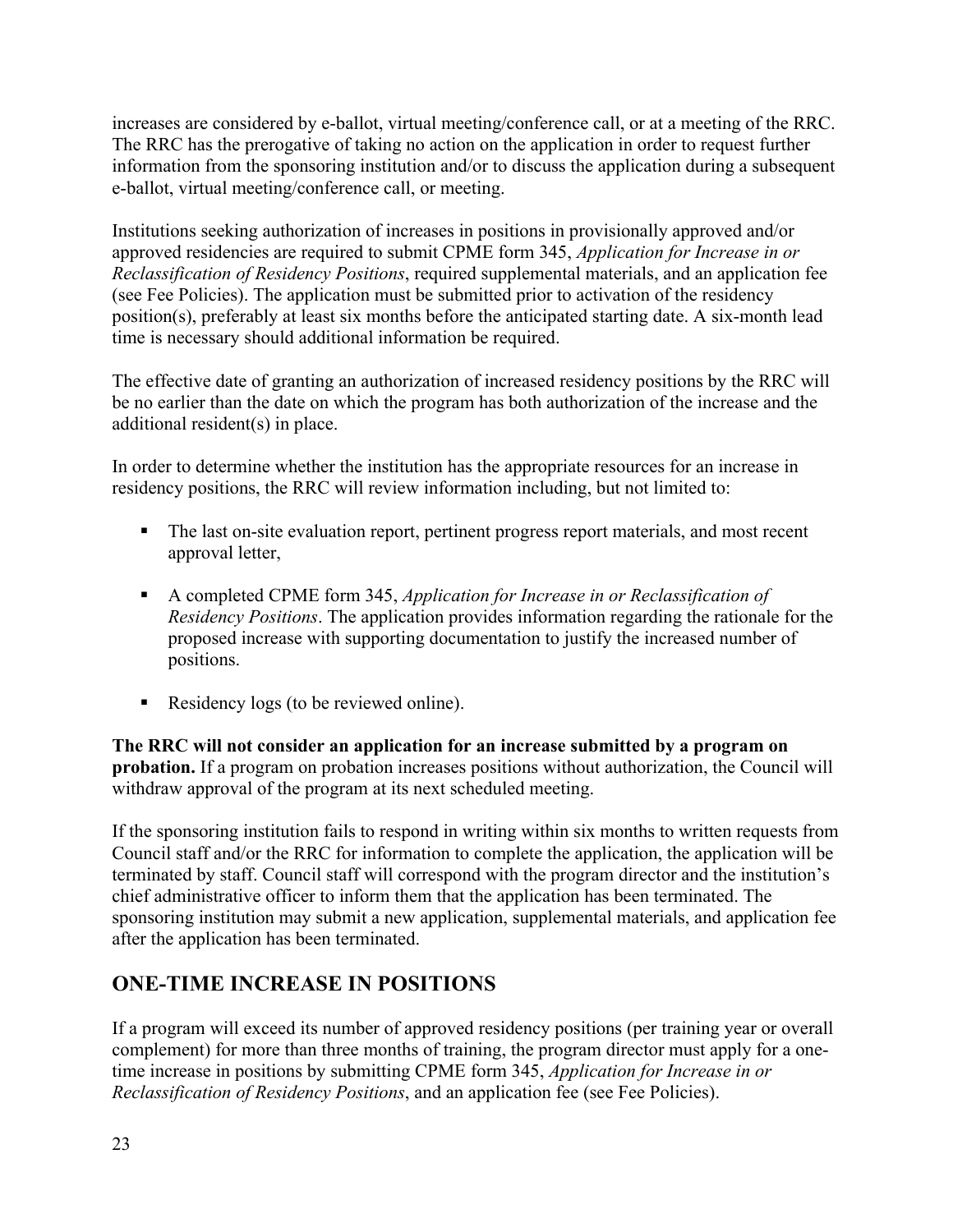increases are considered by e-ballot, virtual meeting/conference call, or at a meeting of the RRC. The RRC has the prerogative of taking no action on the application in order to request further information from the sponsoring institution and/or to discuss the application during a subsequent e-ballot, virtual meeting/conference call, or meeting.

Institutions seeking authorization of increases in positions in provisionally approved and/or approved residencies are required to submit CPME form 345, *Application for Increase in or Reclassification of Residency Positions*, required supplemental materials, and an application fee (see Fee Policies). The application must be submitted prior to activation of the residency position(s), preferably at least six months before the anticipated starting date. A six-month lead time is necessary should additional information be required.

The effective date of granting an authorization of increased residency positions by the RRC will be no earlier than the date on which the program has both authorization of the increase and the additional resident(s) in place.

In order to determine whether the institution has the appropriate resources for an increase in residency positions, the RRC will review information including, but not limited to:

- The last on-site evaluation report, pertinent progress report materials, and most recent approval letter,
- A completed CPME form 345, *Application for Increase in or Reclassification of Residency Positions*. The application provides information regarding the rationale for the proposed increase with supporting documentation to justify the increased number of positions.
- Residency logs (to be reviewed online).

**The RRC will not consider an application for an increase submitted by a program on probation.** If a program on probation increases positions without authorization, the Council will withdraw approval of the program at its next scheduled meeting.

If the sponsoring institution fails to respond in writing within six months to written requests from Council staff and/or the RRC for information to complete the application, the application will be terminated by staff. Council staff will correspond with the program director and the institution's chief administrative officer to inform them that the application has been terminated. The sponsoring institution may submit a new application, supplemental materials, and application fee after the application has been terminated.

## ONE-TIME INCREASE IN POSITIONS

If a program will exceed its number of approved residency positions (per training year or overall complement) for more than three months of training, the program director must apply for a one-time increase in positions by submitting CPME form 345, *Application for Increase in or Reclassification of Residency Positions*, and an application fee (see Fee Policies).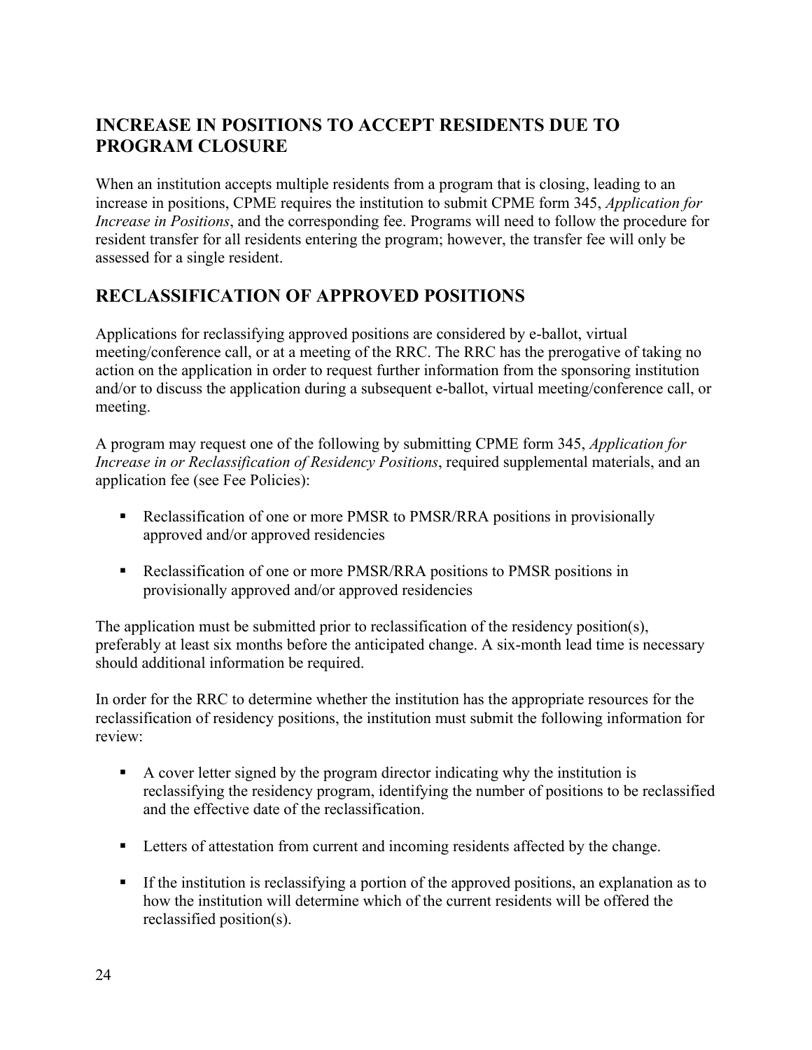## INCREASE IN POSITIONS TO ACCEPT RESIDENTS DUE TO PROGRAM CLOSURE

When an institution accepts multiple residents from a program that is closing, leading to an increase in positions, CPME requires the institution to submit CPME form 345, *Application for Increase in Positions*, and the corresponding fee. Programs will need to follow the procedure for resident transfer for all residents entering the program; however, the transfer fee will only be assessed for a single resident.

## RECLASSIFICATION OF APPROVED POSITIONS

Applications for reclassifying approved positions are considered by e-ballot, virtual meeting/conference call, or at a meeting of the RRC. The RRC has the prerogative of taking no action on the application in order to request further information from the sponsoring institution and/or to discuss the application during a subsequent e-ballot, virtual meeting/conference call, or meeting.

A program may request one of the following by submitting CPME form 345, *Application for Increase in or Reclassification of Residency Positions*, required supplemental materials, and an application fee (see Fee Policies):

- Reclassification of one or more PMSR to PMSR/RRA positions in provisionally approved and/or approved residencies
- Reclassification of one or more PMSR/RRA positions to PMSR positions in provisionally approved and/or approved residencies

The application must be submitted prior to reclassification of the residency position(s), preferably at least six months before the anticipated change. A six-month lead time is necessary should additional information be required.

In order for the RRC to determine whether the institution has the appropriate resources for the reclassification of residency positions, the institution must submit the following information for review:

- A cover letter signed by the program director indicating why the institution is reclassifying the residency program, identifying the number of positions to be reclassified and the effective date of the reclassification.
- Letters of attestation from current and incoming residents affected by the change.
- If the institution is reclassifying a portion of the approved positions, an explanation as to how the institution will determine which of the current residents will be offered the reclassified position(s).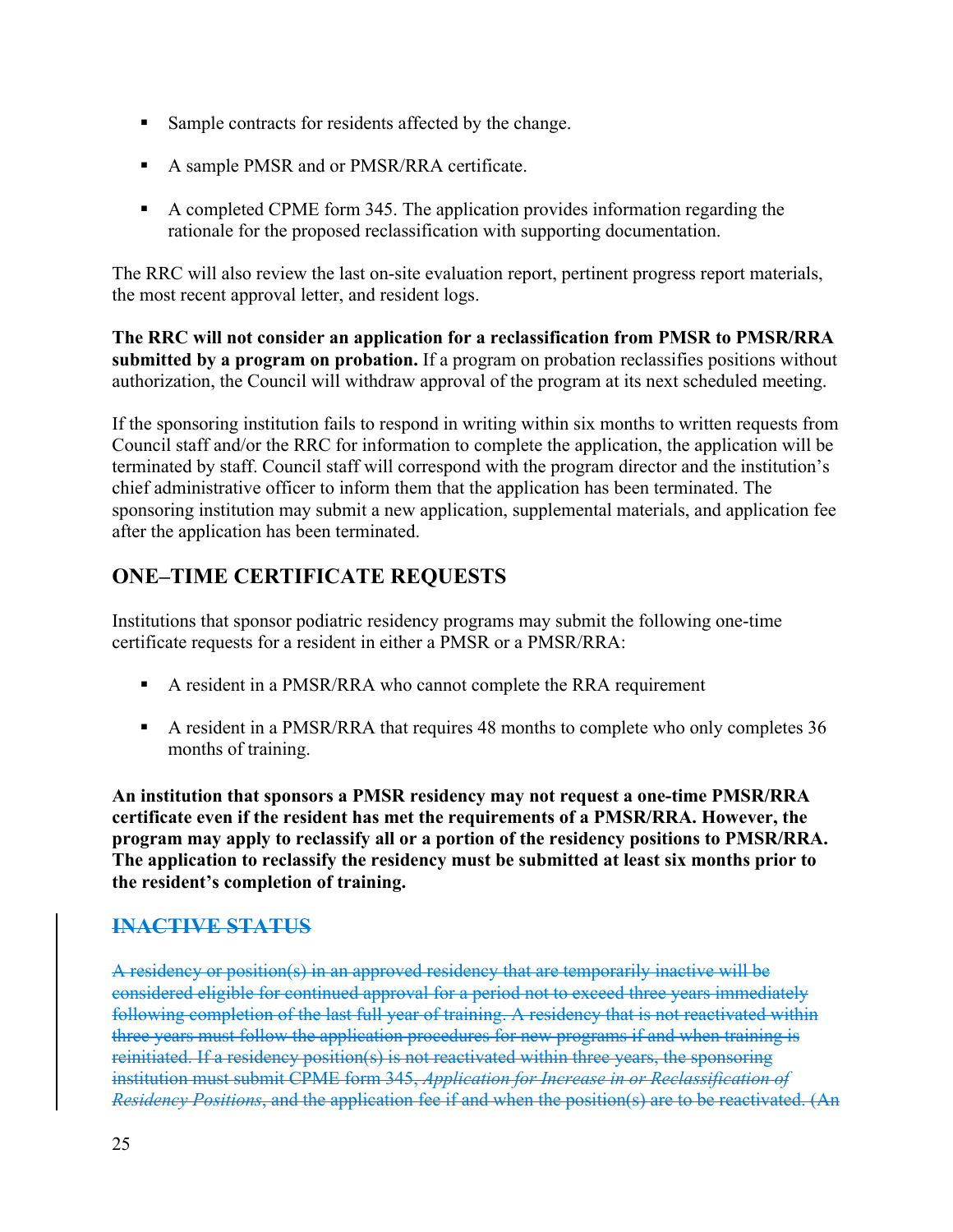- Sample contracts for residents affected by the change.

- A sample PMSR and or PMSR/RRA certificate.

- A completed CPME form 345. The application provides information regarding the rationale for the proposed reclassification with supporting documentation.

The RRC will also review the last on-site evaluation report, pertinent progress report materials, the most recent approval letter, and resident logs.

**The RRC will not consider an application for a reclassification from PMSR to PMSR/RRA submitted by a program on probation.** If a program on probation reclassifies positions without authorization, the Council will withdraw approval of the program at its next scheduled meeting.

If the sponsoring institution fails to respond in writing within six months to written requests from Council staff and/or the RRC for information to complete the application, the application will be terminated by staff. Council staff will correspond with the program director and the institution's chief administrative officer to inform them that the application has been terminated. The sponsoring institution may submit a new application, supplemental materials, and application fee after the application has been terminated.

## ONE–TIME CERTIFICATE REQUESTS

Institutions that sponsor podiatric residency programs may submit the following one-time certificate requests for a resident in either a PMSR or a PMSR/RRA:

- A resident in a PMSR/RRA who cannot complete the RRA requirement

- A resident in a PMSR/RRA that requires 48 months to complete who only completes 36 months of training.

**An institution that sponsors a PMSR residency may not request a one-time PMSR/RRA certificate even if the resident has met the requirements of a PMSR/RRA. However, the program may apply to reclassify all or a portion of the residency positions to PMSR/RRA. The application to reclassify the residency must be submitted at least six months prior to the resident's completion of training.**

## ~~INACTIVE STATUS~~

~~A residency or position(s) in an approved residency that are temporarily inactive will be considered eligible for continued approval for a period not to exceed three years immediately following completion of the last full year of training. A residency that is not reactivated within three years must follow the application procedures for new programs if and when training is reinitiated. If a residency position(s) is not reactivated within three years, the sponsoring institution must submit CPME form 345, *Application for Increase in or Reclassification of Residency Positions*, and the application fee if and when the position(s) are to be reactivated. (An~~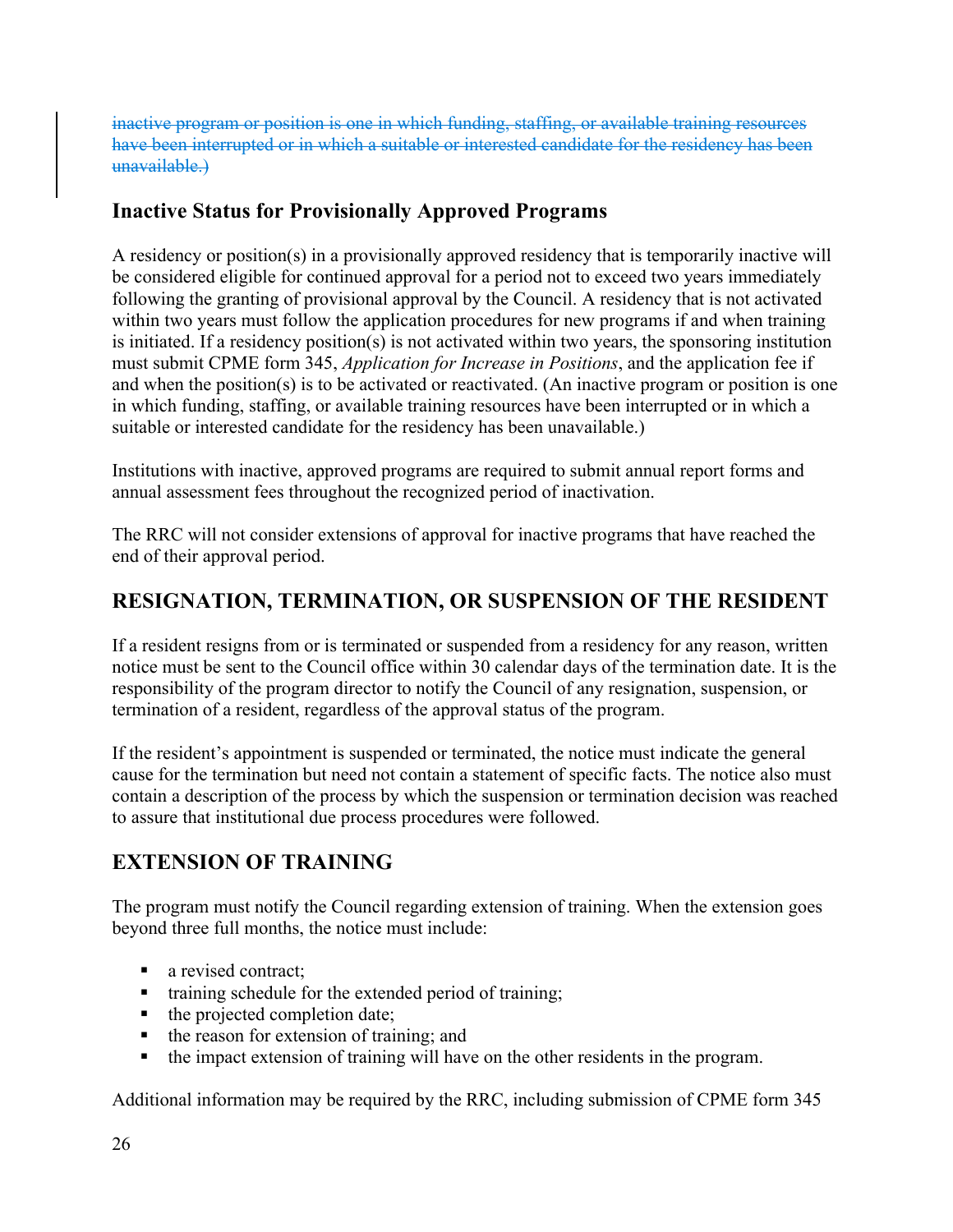~~inactive program or position is one in which funding, staffing, or available training resources have been interrupted or in which a suitable or interested candidate for the residency has been unavailable.)~~

### Inactive Status for Provisionally Approved Programs

A residency or position(s) in a provisionally approved residency that is temporarily inactive will be considered eligible for continued approval for a period not to exceed two years immediately following the granting of provisional approval by the Council. A residency that is not activated within two years must follow the application procedures for new programs if and when training is initiated. If a residency position(s) is not activated within two years, the sponsoring institution must submit CPME form 345, *Application for Increase in Positions*, and the application fee if and when the position(s) is to be activated or reactivated. (An inactive program or position is one in which funding, staffing, or available training resources have been interrupted or in which a suitable or interested candidate for the residency has been unavailable.)

Institutions with inactive, approved programs are required to submit annual report forms and annual assessment fees throughout the recognized period of inactivation.

The RRC will not consider extensions of approval for inactive programs that have reached the end of their approval period.

## RESIGNATION, TERMINATION, OR SUSPENSION OF THE RESIDENT

If a resident resigns from or is terminated or suspended from a residency for any reason, written notice must be sent to the Council office within 30 calendar days of the termination date. It is the responsibility of the program director to notify the Council of any resignation, suspension, or termination of a resident, regardless of the approval status of the program.

If the resident's appointment is suspended or terminated, the notice must indicate the general cause for the termination but need not contain a statement of specific facts. The notice also must contain a description of the process by which the suspension or termination decision was reached to assure that institutional due process procedures were followed.

## EXTENSION OF TRAINING

The program must notify the Council regarding extension of training. When the extension goes beyond three full months, the notice must include:

- a revised contract;
- training schedule for the extended period of training;
- the projected completion date;
- the reason for extension of training; and
- the impact extension of training will have on the other residents in the program.

Additional information may be required by the RRC, including submission of CPME form 345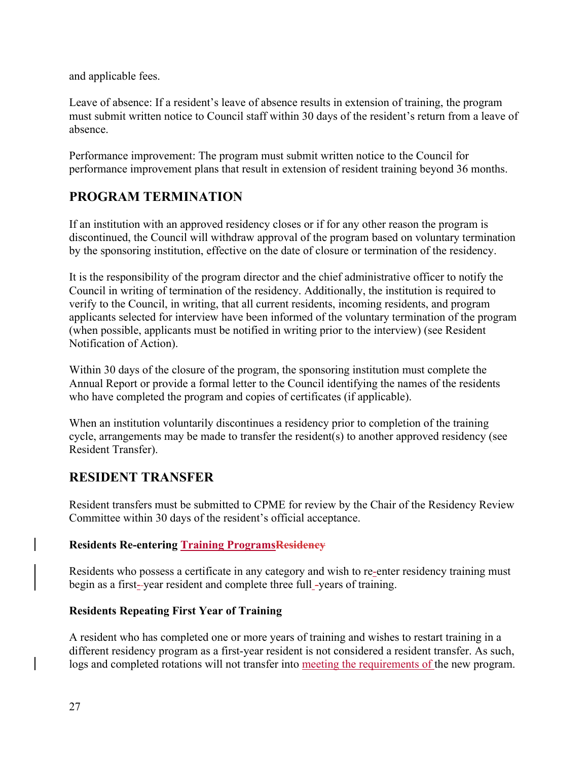and applicable fees.

Leave of absence: If a resident's leave of absence results in extension of training, the program must submit written notice to Council staff within 30 days of the resident's return from a leave of absence.

Performance improvement: The program must submit written notice to the Council for performance improvement plans that result in extension of resident training beyond 36 months.

## PROGRAM TERMINATION

If an institution with an approved residency closes or if for any other reason the program is discontinued, the Council will withdraw approval of the program based on voluntary termination by the sponsoring institution, effective on the date of closure or termination of the residency.

It is the responsibility of the program director and the chief administrative officer to notify the Council in writing of termination of the residency. Additionally, the institution is required to verify to the Council, in writing, that all current residents, incoming residents, and program applicants selected for interview have been informed of the voluntary termination of the program (when possible, applicants must be notified in writing prior to the interview) (see Resident Notification of Action).

Within 30 days of the closure of the program, the sponsoring institution must complete the Annual Report or provide a formal letter to the Council identifying the names of the residents who have completed the program and copies of certificates (if applicable).

When an institution voluntarily discontinues a residency prior to completion of the training cycle, arrangements may be made to transfer the resident(s) to another approved residency (see Resident Transfer).

## RESIDENT TRANSFER

Resident transfers must be submitted to CPME for review by the Chair of the Residency Review Committee within 30 days of the resident's official acceptance.

**Residents Re-entering Training Programs**

Residents who possess a certificate in any category and wish to re-enter residency training must begin as a first-year resident and complete three full years of training.

**Residents Repeating First Year of Training**

A resident who has completed one or more years of training and wishes to restart training in a different residency program as a first-year resident is not considered a resident transfer. As such, logs and completed rotations will not transfer into meeting the requirements of the new program.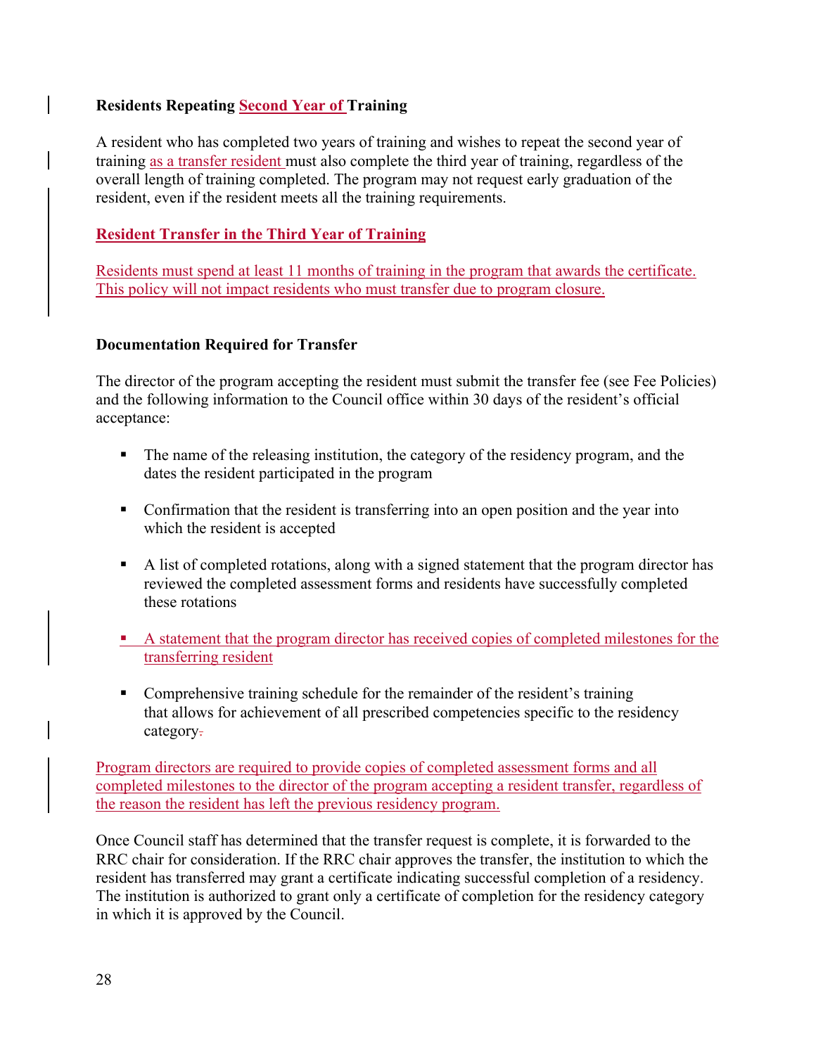**Residents Repeating Second Year of Training**

A resident who has completed two years of training and wishes to repeat the second year of training as a transfer resident must also complete the third year of training, regardless of the overall length of training completed. The program may not request early graduation of the resident, even if the resident meets all the training requirements.

**Resident Transfer in the Third Year of Training**

Residents must spend at least 11 months of training in the program that awards the certificate. This policy will not impact residents who must transfer due to program closure.

**Documentation Required for Transfer**

The director of the program accepting the resident must submit the transfer fee (see Fee Policies) and the following information to the Council office within 30 days of the resident's official acceptance:

- The name of the releasing institution, the category of the residency program, and the dates the resident participated in the program
- Confirmation that the resident is transferring into an open position and the year into which the resident is accepted
- A list of completed rotations, along with a signed statement that the program director has reviewed the completed assessment forms and residents have successfully completed these rotations
- A statement that the program director has received copies of completed milestones for the transferring resident
- Comprehensive training schedule for the remainder of the resident's training that allows for achievement of all prescribed competencies specific to the residency category

Program directors are required to provide copies of completed assessment forms and all completed milestones to the director of the program accepting a resident transfer, regardless of the reason the resident has left the previous residency program.

Once Council staff has determined that the transfer request is complete, it is forwarded to the RRC chair for consideration. If the RRC chair approves the transfer, the institution to which the resident has transferred may grant a certificate indicating successful completion of a residency. The institution is authorized to grant only a certificate of completion for the residency category in which it is approved by the Council.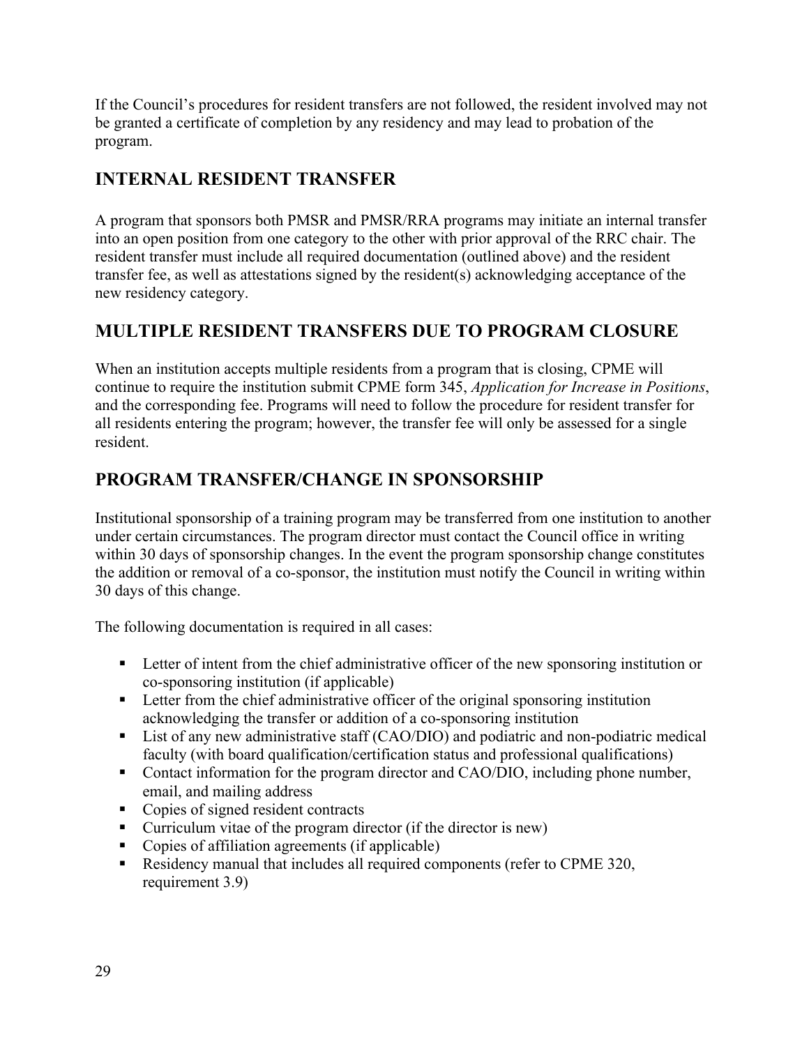If the Council's procedures for resident transfers are not followed, the resident involved may not be granted a certificate of completion by any residency and may lead to probation of the program.

## INTERNAL RESIDENT TRANSFER

A program that sponsors both PMSR and PMSR/RRA programs may initiate an internal transfer into an open position from one category to the other with prior approval of the RRC chair. The resident transfer must include all required documentation (outlined above) and the resident transfer fee, as well as attestations signed by the resident(s) acknowledging acceptance of the new residency category.

## MULTIPLE RESIDENT TRANSFERS DUE TO PROGRAM CLOSURE

When an institution accepts multiple residents from a program that is closing, CPME will continue to require the institution submit CPME form 345, *Application for Increase in Positions*, and the corresponding fee. Programs will need to follow the procedure for resident transfer for all residents entering the program; however, the transfer fee will only be assessed for a single resident.

## PROGRAM TRANSFER/CHANGE IN SPONSORSHIP

Institutional sponsorship of a training program may be transferred from one institution to another under certain circumstances. The program director must contact the Council office in writing within 30 days of sponsorship changes. In the event the program sponsorship change constitutes the addition or removal of a co-sponsor, the institution must notify the Council in writing within 30 days of this change.

The following documentation is required in all cases:

- Letter of intent from the chief administrative officer of the new sponsoring institution or co-sponsoring institution (if applicable)
- Letter from the chief administrative officer of the original sponsoring institution acknowledging the transfer or addition of a co-sponsoring institution
- List of any new administrative staff (CAO/DIO) and podiatric and non-podiatric medical faculty (with board qualification/certification status and professional qualifications)
- Contact information for the program director and CAO/DIO, including phone number, email, and mailing address
- Copies of signed resident contracts
- Curriculum vitae of the program director (if the director is new)
- Copies of affiliation agreements (if applicable)
- Residency manual that includes all required components (refer to CPME 320, requirement 3.9)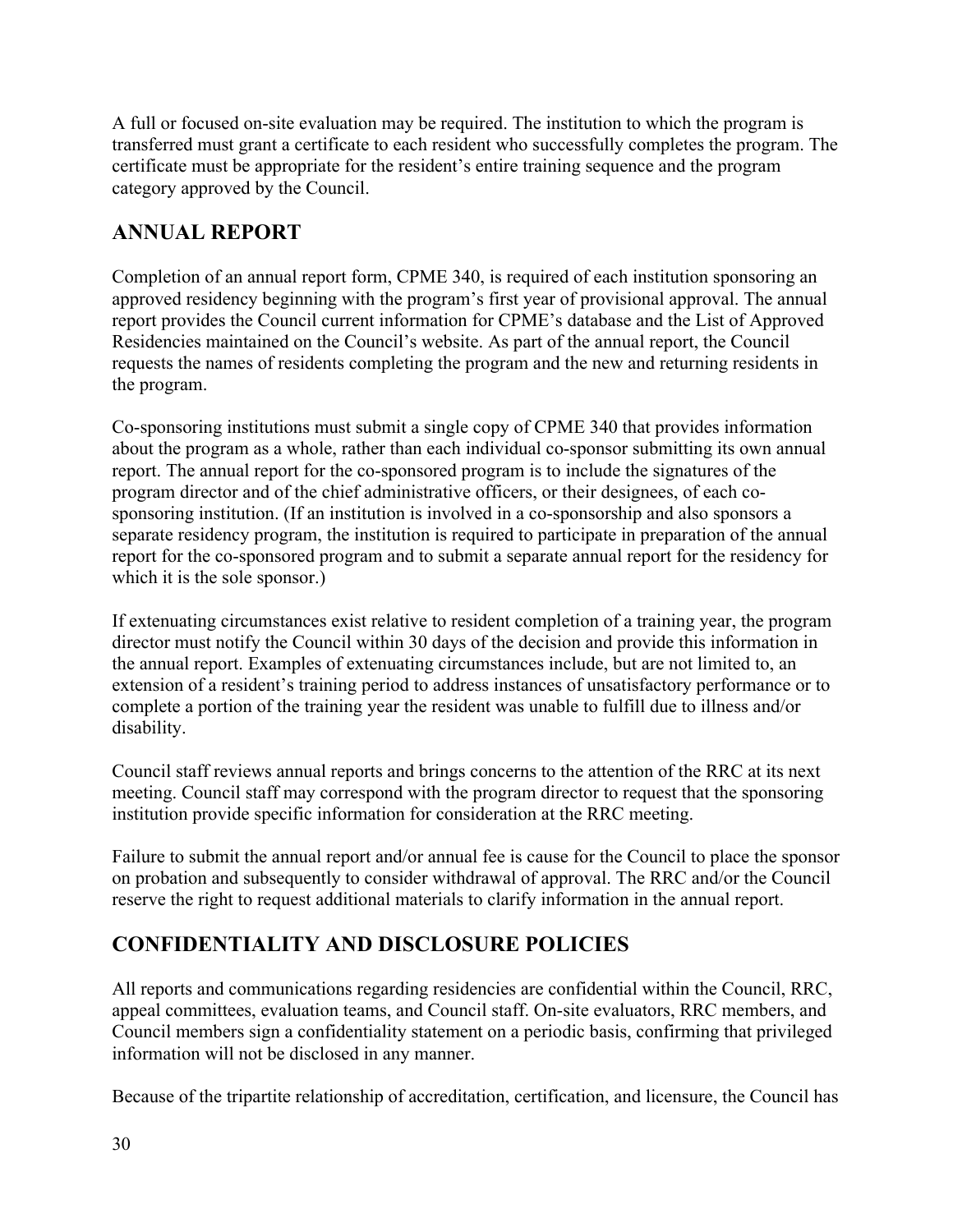A full or focused on-site evaluation may be required. The institution to which the program is transferred must grant a certificate to each resident who successfully completes the program. The certificate must be appropriate for the resident's entire training sequence and the program category approved by the Council.

## ANNUAL REPORT

Completion of an annual report form, CPME 340, is required of each institution sponsoring an approved residency beginning with the program's first year of provisional approval. The annual report provides the Council current information for CPME's database and the List of Approved Residencies maintained on the Council's website. As part of the annual report, the Council requests the names of residents completing the program and the new and returning residents in the program.

Co-sponsoring institutions must submit a single copy of CPME 340 that provides information about the program as a whole, rather than each individual co-sponsor submitting its own annual report. The annual report for the co-sponsored program is to include the signatures of the program director and of the chief administrative officers, or their designees, of each co-sponsoring institution. (If an institution is involved in a co-sponsorship and also sponsors a separate residency program, the institution is required to participate in preparation of the annual report for the co-sponsored program and to submit a separate annual report for the residency for which it is the sole sponsor.)

If extenuating circumstances exist relative to resident completion of a training year, the program director must notify the Council within 30 days of the decision and provide this information in the annual report. Examples of extenuating circumstances include, but are not limited to, an extension of a resident's training period to address instances of unsatisfactory performance or to complete a portion of the training year the resident was unable to fulfill due to illness and/or disability.

Council staff reviews annual reports and brings concerns to the attention of the RRC at its next meeting. Council staff may correspond with the program director to request that the sponsoring institution provide specific information for consideration at the RRC meeting.

Failure to submit the annual report and/or annual fee is cause for the Council to place the sponsor on probation and subsequently to consider withdrawal of approval. The RRC and/or the Council reserve the right to request additional materials to clarify information in the annual report.

## CONFIDENTIALITY AND DISCLOSURE POLICIES

All reports and communications regarding residencies are confidential within the Council, RRC, appeal committees, evaluation teams, and Council staff. On-site evaluators, RRC members, and Council members sign a confidentiality statement on a periodic basis, confirming that privileged information will not be disclosed in any manner.

Because of the tripartite relationship of accreditation, certification, and licensure, the Council has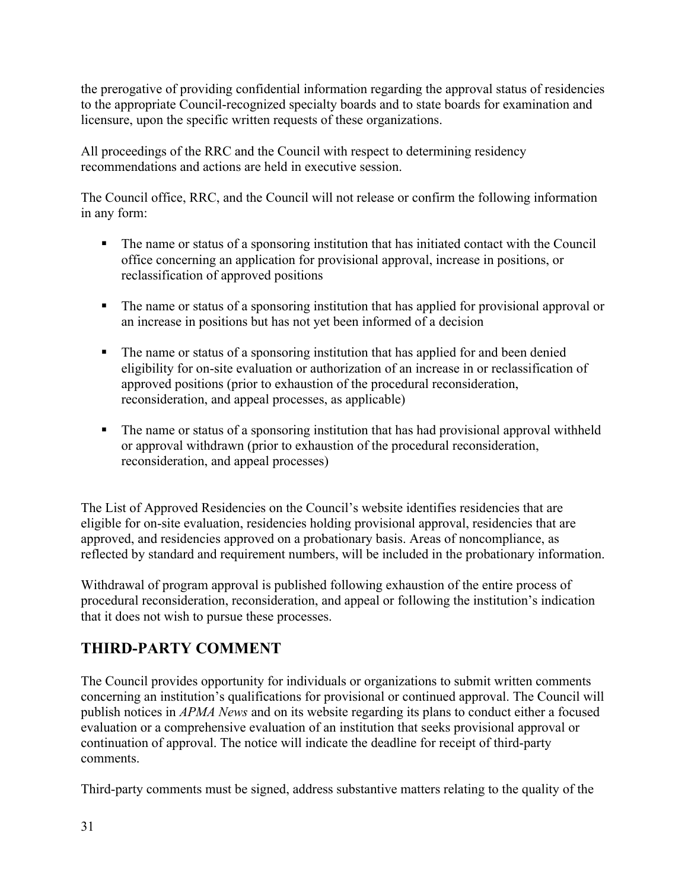the prerogative of providing confidential information regarding the approval status of residencies to the appropriate Council-recognized specialty boards and to state boards for examination and licensure, upon the specific written requests of these organizations.

All proceedings of the RRC and the Council with respect to determining residency recommendations and actions are held in executive session.

The Council office, RRC, and the Council will not release or confirm the following information in any form:

- The name or status of a sponsoring institution that has initiated contact with the Council office concerning an application for provisional approval, increase in positions, or reclassification of approved positions
- The name or status of a sponsoring institution that has applied for provisional approval or an increase in positions but has not yet been informed of a decision
- The name or status of a sponsoring institution that has applied for and been denied eligibility for on-site evaluation or authorization of an increase in or reclassification of approved positions (prior to exhaustion of the procedural reconsideration, reconsideration, and appeal processes, as applicable)
- The name or status of a sponsoring institution that has had provisional approval withheld or approval withdrawn (prior to exhaustion of the procedural reconsideration, reconsideration, and appeal processes)

The List of Approved Residencies on the Council's website identifies residencies that are eligible for on-site evaluation, residencies holding provisional approval, residencies that are approved, and residencies approved on a probationary basis. Areas of noncompliance, as reflected by standard and requirement numbers, will be included in the probationary information.

Withdrawal of program approval is published following exhaustion of the entire process of procedural reconsideration, reconsideration, and appeal or following the institution's indication that it does not wish to pursue these processes.

## THIRD-PARTY COMMENT

The Council provides opportunity for individuals or organizations to submit written comments concerning an institution's qualifications for provisional or continued approval. The Council will publish notices in *APMA News* and on its website regarding its plans to conduct either a focused evaluation or a comprehensive evaluation of an institution that seeks provisional approval or continuation of approval. The notice will indicate the deadline for receipt of third-party comments.

Third-party comments must be signed, address substantive matters relating to the quality of the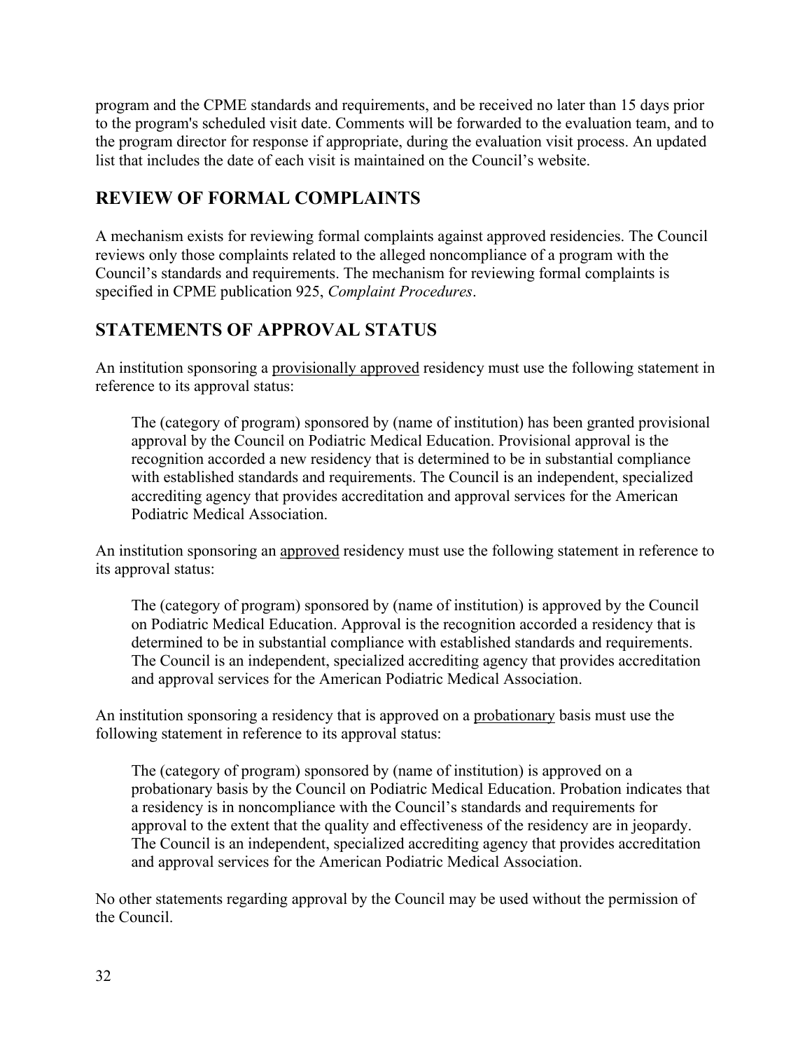program and the CPME standards and requirements, and be received no later than 15 days prior to the program's scheduled visit date. Comments will be forwarded to the evaluation team, and to the program director for response if appropriate, during the evaluation visit process. An updated list that includes the date of each visit is maintained on the Council's website.

## REVIEW OF FORMAL COMPLAINTS

A mechanism exists for reviewing formal complaints against approved residencies. The Council reviews only those complaints related to the alleged noncompliance of a program with the Council's standards and requirements. The mechanism for reviewing formal complaints is specified in CPME publication 925, *Complaint Procedures*.

## STATEMENTS OF APPROVAL STATUS

An institution sponsoring a provisionally approved residency must use the following statement in reference to its approval status:

> The (category of program) sponsored by (name of institution) has been granted provisional approval by the Council on Podiatric Medical Education. Provisional approval is the recognition accorded a new residency that is determined to be in substantial compliance with established standards and requirements. The Council is an independent, specialized accrediting agency that provides accreditation and approval services for the American Podiatric Medical Association.

An institution sponsoring an approved residency must use the following statement in reference to its approval status:

> The (category of program) sponsored by (name of institution) is approved by the Council on Podiatric Medical Education. Approval is the recognition accorded a residency that is determined to be in substantial compliance with established standards and requirements. The Council is an independent, specialized accrediting agency that provides accreditation and approval services for the American Podiatric Medical Association.

An institution sponsoring a residency that is approved on a probationary basis must use the following statement in reference to its approval status:

> The (category of program) sponsored by (name of institution) is approved on a probationary basis by the Council on Podiatric Medical Education. Probation indicates that a residency is in noncompliance with the Council's standards and requirements for approval to the extent that the quality and effectiveness of the residency are in jeopardy. The Council is an independent, specialized accrediting agency that provides accreditation and approval services for the American Podiatric Medical Association.

No other statements regarding approval by the Council may be used without the permission of the Council.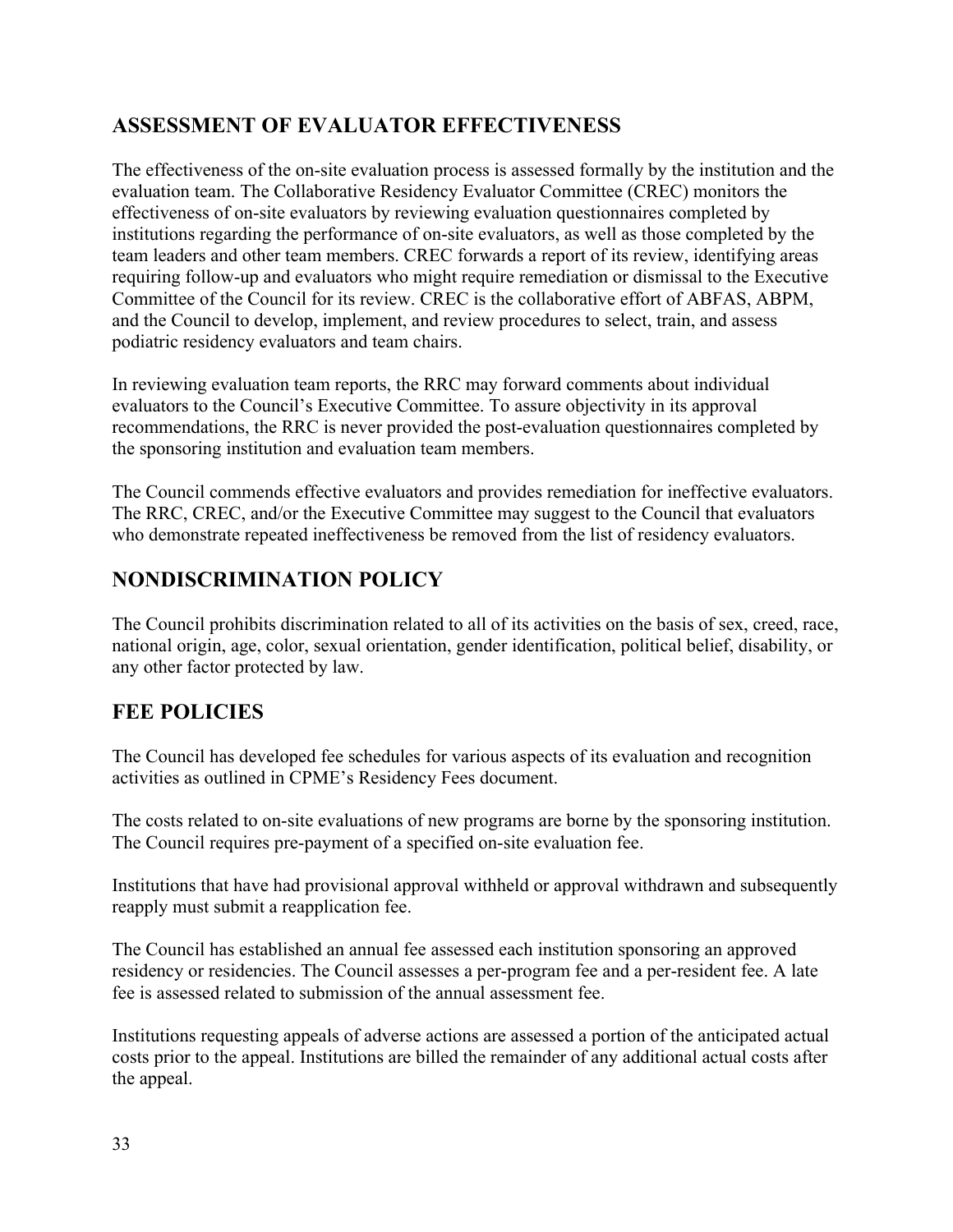## ASSESSMENT OF EVALUATOR EFFECTIVENESS

The effectiveness of the on-site evaluation process is assessed formally by the institution and the evaluation team. The Collaborative Residency Evaluator Committee (CREC) monitors the effectiveness of on-site evaluators by reviewing evaluation questionnaires completed by institutions regarding the performance of on-site evaluators, as well as those completed by the team leaders and other team members. CREC forwards a report of its review, identifying areas requiring follow-up and evaluators who might require remediation or dismissal to the Executive Committee of the Council for its review. CREC is the collaborative effort of ABFAS, ABPM, and the Council to develop, implement, and review procedures to select, train, and assess podiatric residency evaluators and team chairs.

In reviewing evaluation team reports, the RRC may forward comments about individual evaluators to the Council's Executive Committee. To assure objectivity in its approval recommendations, the RRC is never provided the post-evaluation questionnaires completed by the sponsoring institution and evaluation team members.

The Council commends effective evaluators and provides remediation for ineffective evaluators. The RRC, CREC, and/or the Executive Committee may suggest to the Council that evaluators who demonstrate repeated ineffectiveness be removed from the list of residency evaluators.

## NONDISCRIMINATION POLICY

The Council prohibits discrimination related to all of its activities on the basis of sex, creed, race, national origin, age, color, sexual orientation, gender identification, political belief, disability, or any other factor protected by law.

## FEE POLICIES

The Council has developed fee schedules for various aspects of its evaluation and recognition activities as outlined in CPME's Residency Fees document.

The costs related to on-site evaluations of new programs are borne by the sponsoring institution. The Council requires pre-payment of a specified on-site evaluation fee.

Institutions that have had provisional approval withheld or approval withdrawn and subsequently reapply must submit a reapplication fee.

The Council has established an annual fee assessed each institution sponsoring an approved residency or residencies. The Council assesses a per-program fee and a per-resident fee. A late fee is assessed related to submission of the annual assessment fee.

Institutions requesting appeals of adverse actions are assessed a portion of the anticipated actual costs prior to the appeal. Institutions are billed the remainder of any additional actual costs after the appeal.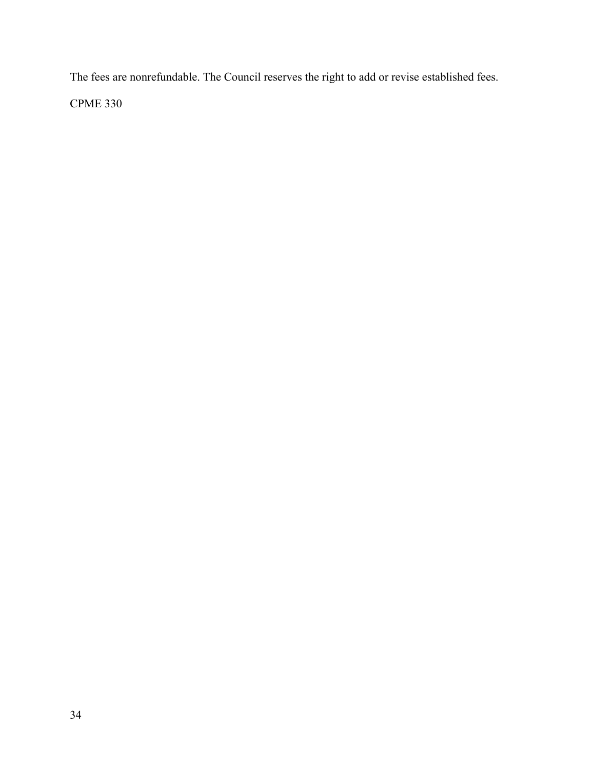The fees are nonrefundable. The Council reserves the right to add or revise established fees.

CPME 330